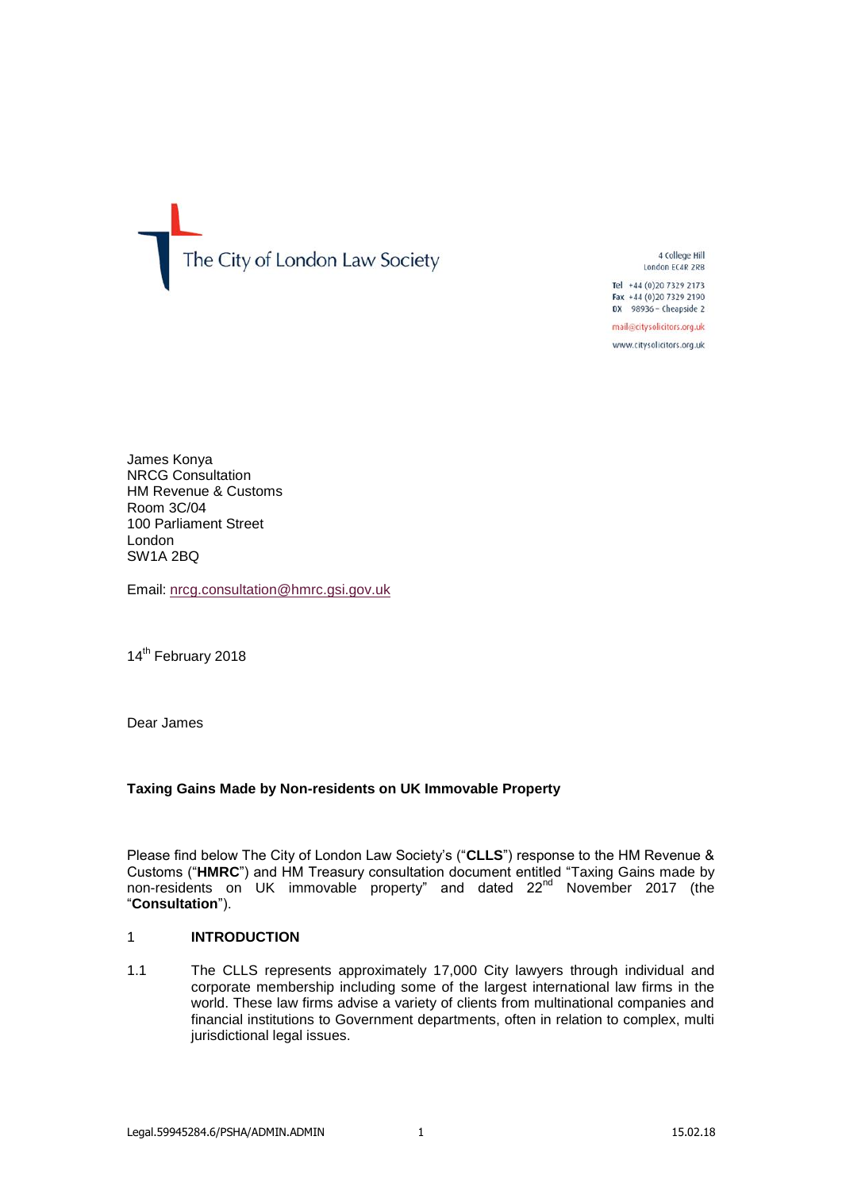The City of London Law Society

4 College Hill
London EC4R 2RB

Tel +44 (0)20 7329 2173
Fax +44 (0)20 7329 2190
DX 98936 – Cheapside 2

mail@citysolicitors.org.uk

www.citysolicitors.org.uk

James Konya
NRCG Consultation
HM Revenue & Customs
Room 3C/04
100 Parliament Street
London
SW1A 2BQ

Email: nrcg.consultation@hmrc.gsi.gov.uk

14th February 2018

Dear James

**Taxing Gains Made by Non-residents on UK Immovable Property**

Please find below The City of London Law Society's ("**CLLS**") response to the HM Revenue & Customs ("**HMRC**") and HM Treasury consultation document entitled "Taxing Gains made by non-residents on UK immovable property" and dated 22nd November 2017 (the "**Consultation**").

## 1 INTRODUCTION

1.1 The CLLS represents approximately 17,000 City lawyers through individual and corporate membership including some of the largest international law firms in the world. These law firms advise a variety of clients from multinational companies and financial institutions to Government departments, often in relation to complex, multi jurisdictional legal issues.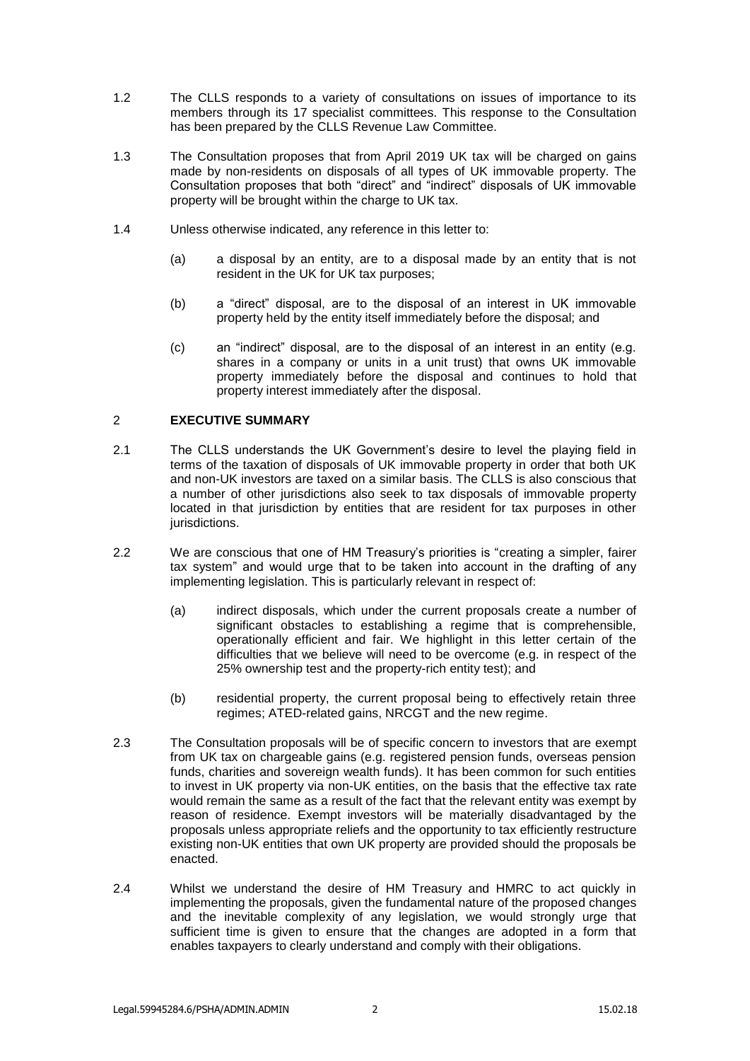1.2 The CLLS responds to a variety of consultations on issues of importance to its members through its 17 specialist committees. This response to the Consultation has been prepared by the CLLS Revenue Law Committee.

1.3 The Consultation proposes that from April 2019 UK tax will be charged on gains made by non-residents on disposals of all types of UK immovable property. The Consultation proposes that both "direct" and "indirect" disposals of UK immovable property will be brought within the charge to UK tax.

1.4 Unless otherwise indicated, any reference in this letter to:

(a) a disposal by an entity, are to a disposal made by an entity that is not resident in the UK for UK tax purposes;

(b) a "direct" disposal, are to the disposal of an interest in UK immovable property held by the entity itself immediately before the disposal; and

(c) an "indirect" disposal, are to the disposal of an interest in an entity (e.g. shares in a company or units in a unit trust) that owns UK immovable property immediately before the disposal and continues to hold that property interest immediately after the disposal.

## 2 EXECUTIVE SUMMARY

2.1 The CLLS understands the UK Government's desire to level the playing field in terms of the taxation of disposals of UK immovable property in order that both UK and non-UK investors are taxed on a similar basis. The CLLS is also conscious that a number of other jurisdictions also seek to tax disposals of immovable property located in that jurisdiction by entities that are resident for tax purposes in other jurisdictions.

2.2 We are conscious that one of HM Treasury's priorities is "creating a simpler, fairer tax system" and would urge that to be taken into account in the drafting of any implementing legislation. This is particularly relevant in respect of:

(a) indirect disposals, which under the current proposals create a number of significant obstacles to establishing a regime that is comprehensible, operationally efficient and fair. We highlight in this letter certain of the difficulties that we believe will need to be overcome (e.g. in respect of the 25% ownership test and the property-rich entity test); and

(b) residential property, the current proposal being to effectively retain three regimes; ATED-related gains, NRCGT and the new regime.

2.3 The Consultation proposals will be of specific concern to investors that are exempt from UK tax on chargeable gains (e.g. registered pension funds, overseas pension funds, charities and sovereign wealth funds). It has been common for such entities to invest in UK property via non-UK entities, on the basis that the effective tax rate would remain the same as a result of the fact that the relevant entity was exempt by reason of residence. Exempt investors will be materially disadvantaged by the proposals unless appropriate reliefs and the opportunity to tax efficiently restructure existing non-UK entities that own UK property are provided should the proposals be enacted.

2.4 Whilst we understand the desire of HM Treasury and HMRC to act quickly in implementing the proposals, given the fundamental nature of the proposed changes and the inevitable complexity of any legislation, we would strongly urge that sufficient time is given to ensure that the changes are adopted in a form that enables taxpayers to clearly understand and comply with their obligations.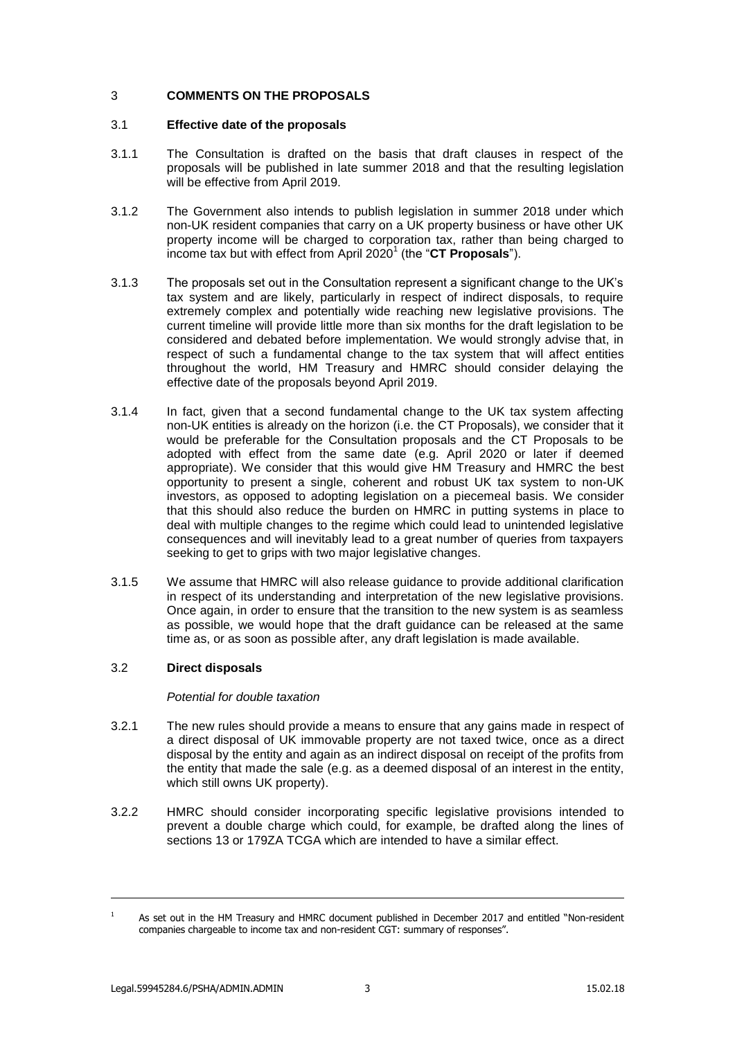## 3 COMMENTS ON THE PROPOSALS

### 3.1 Effective date of the proposals

3.1.1 The Consultation is drafted on the basis that draft clauses in respect of the proposals will be published in late summer 2018 and that the resulting legislation will be effective from April 2019.

3.1.2 The Government also intends to publish legislation in summer 2018 under which non-UK resident companies that carry on a UK property business or have other UK property income will be charged to corporation tax, rather than being charged to income tax but with effect from April 2020[1] (the "**CT Proposals**").

3.1.3 The proposals set out in the Consultation represent a significant change to the UK's tax system and are likely, particularly in respect of indirect disposals, to require extremely complex and potentially wide reaching new legislative provisions. The current timeline will provide little more than six months for the draft legislation to be considered and debated before implementation. We would strongly advise that, in respect of such a fundamental change to the tax system that will affect entities throughout the world, HM Treasury and HMRC should consider delaying the effective date of the proposals beyond April 2019.

3.1.4 In fact, given that a second fundamental change to the UK tax system affecting non-UK entities is already on the horizon (i.e. the CT Proposals), we consider that it would be preferable for the Consultation proposals and the CT Proposals to be adopted with effect from the same date (e.g. April 2020 or later if deemed appropriate). We consider that this would give HM Treasury and HMRC the best opportunity to present a single, coherent and robust UK tax system to non-UK investors, as opposed to adopting legislation on a piecemeal basis. We consider that this should also reduce the burden on HMRC in putting systems in place to deal with multiple changes to the regime which could lead to unintended legislative consequences and will inevitably lead to a great number of queries from taxpayers seeking to get to grips with two major legislative changes.

3.1.5 We assume that HMRC will also release guidance to provide additional clarification in respect of its understanding and interpretation of the new legislative provisions. Once again, in order to ensure that the transition to the new system is as seamless as possible, we would hope that the draft guidance can be released at the same time as, or as soon as possible after, any draft legislation is made available.

### 3.2 Direct disposals

*Potential for double taxation*

3.2.1 The new rules should provide a means to ensure that any gains made in respect of a direct disposal of UK immovable property are not taxed twice, once as a direct disposal by the entity and again as an indirect disposal on receipt of the profits from the entity that made the sale (e.g. as a deemed disposal of an interest in the entity, which still owns UK property).

3.2.2 HMRC should consider incorporating specific legislative provisions intended to prevent a double charge which could, for example, be drafted along the lines of sections 13 or 179ZA TCGA which are intended to have a similar effect.

---

[1] As set out in the HM Treasury and HMRC document published in December 2017 and entitled "Non-resident companies chargeable to income tax and non-resident CGT: summary of responses".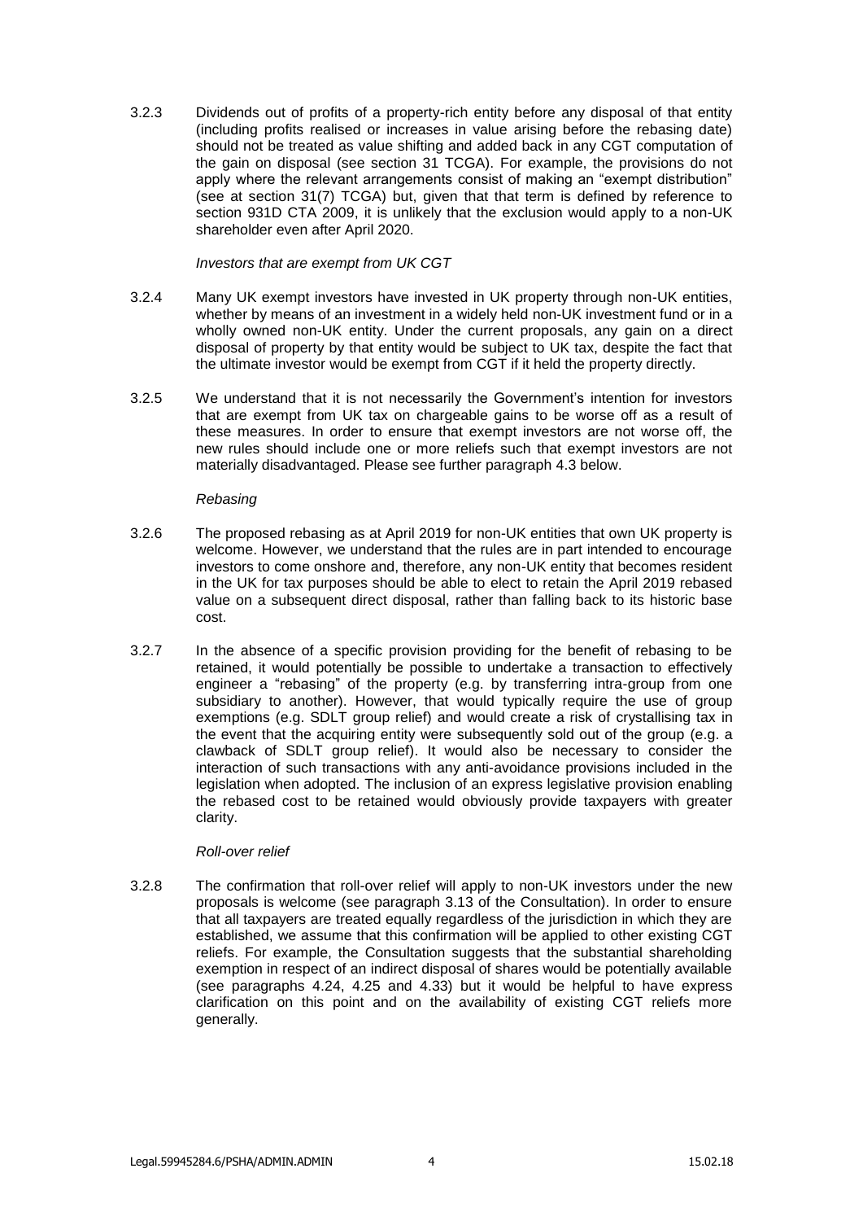3.2.3 Dividends out of profits of a property-rich entity before any disposal of that entity (including profits realised or increases in value arising before the rebasing date) should not be treated as value shifting and added back in any CGT computation of the gain on disposal (see section 31 TCGA). For example, the provisions do not apply where the relevant arrangements consist of making an "exempt distribution" (see at section 31(7) TCGA) but, given that that term is defined by reference to section 931D CTA 2009, it is unlikely that the exclusion would apply to a non-UK shareholder even after April 2020.

*Investors that are exempt from UK CGT*

3.2.4 Many UK exempt investors have invested in UK property through non-UK entities, whether by means of an investment in a widely held non-UK investment fund or in a wholly owned non-UK entity. Under the current proposals, any gain on a direct disposal of property by that entity would be subject to UK tax, despite the fact that the ultimate investor would be exempt from CGT if it held the property directly.

3.2.5 We understand that it is not necessarily the Government's intention for investors that are exempt from UK tax on chargeable gains to be worse off as a result of these measures. In order to ensure that exempt investors are not worse off, the new rules should include one or more reliefs such that exempt investors are not materially disadvantaged. Please see further paragraph 4.3 below.

*Rebasing*

3.2.6 The proposed rebasing as at April 2019 for non-UK entities that own UK property is welcome. However, we understand that the rules are in part intended to encourage investors to come onshore and, therefore, any non-UK entity that becomes resident in the UK for tax purposes should be able to elect to retain the April 2019 rebased value on a subsequent direct disposal, rather than falling back to its historic base cost.

3.2.7 In the absence of a specific provision providing for the benefit of rebasing to be retained, it would potentially be possible to undertake a transaction to effectively engineer a "rebasing" of the property (e.g. by transferring intra-group from one subsidiary to another). However, that would typically require the use of group exemptions (e.g. SDLT group relief) and would create a risk of crystallising tax in the event that the acquiring entity were subsequently sold out of the group (e.g. a clawback of SDLT group relief). It would also be necessary to consider the interaction of such transactions with any anti-avoidance provisions included in the legislation when adopted. The inclusion of an express legislative provision enabling the rebased cost to be retained would obviously provide taxpayers with greater clarity.

*Roll-over relief*

3.2.8 The confirmation that roll-over relief will apply to non-UK investors under the new proposals is welcome (see paragraph 3.13 of the Consultation). In order to ensure that all taxpayers are treated equally regardless of the jurisdiction in which they are established, we assume that this confirmation will be applied to other existing CGT reliefs. For example, the Consultation suggests that the substantial shareholding exemption in respect of an indirect disposal of shares would be potentially available (see paragraphs 4.24, 4.25 and 4.33) but it would be helpful to have express clarification on this point and on the availability of existing CGT reliefs more generally.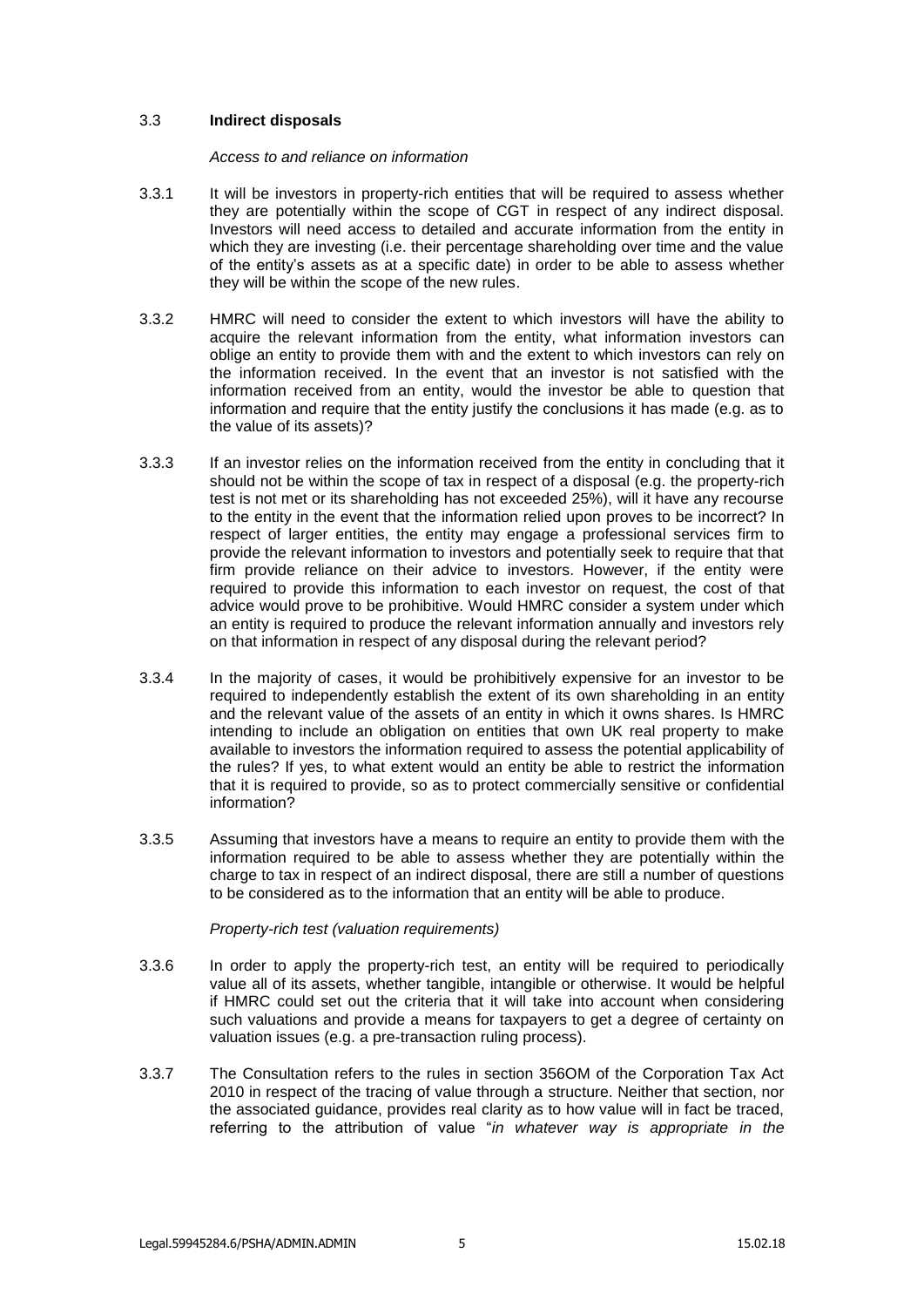### 3.3 **Indirect disposals**

*Access to and reliance on information*

3.3.1 It will be investors in property-rich entities that will be required to assess whether they are potentially within the scope of CGT in respect of any indirect disposal. Investors will need access to detailed and accurate information from the entity in which they are investing (i.e. their percentage shareholding over time and the value of the entity's assets as at a specific date) in order to be able to assess whether they will be within the scope of the new rules.

3.3.2 HMRC will need to consider the extent to which investors will have the ability to acquire the relevant information from the entity, what information investors can oblige an entity to provide them with and the extent to which investors can rely on the information received. In the event that an investor is not satisfied with the information received from an entity, would the investor be able to question that information and require that the entity justify the conclusions it has made (e.g. as to the value of its assets)?

3.3.3 If an investor relies on the information received from the entity in concluding that it should not be within the scope of tax in respect of a disposal (e.g. the property-rich test is not met or its shareholding has not exceeded 25%), will it have any recourse to the entity in the event that the information relied upon proves to be incorrect? In respect of larger entities, the entity may engage a professional services firm to provide the relevant information to investors and potentially seek to require that that firm provide reliance on their advice to investors. However, if the entity were required to provide this information to each investor on request, the cost of that advice would prove to be prohibitive. Would HMRC consider a system under which an entity is required to produce the relevant information annually and investors rely on that information in respect of any disposal during the relevant period?

3.3.4 In the majority of cases, it would be prohibitively expensive for an investor to be required to independently establish the extent of its own shareholding in an entity and the relevant value of the assets of an entity in which it owns shares. Is HMRC intending to include an obligation on entities that own UK real property to make available to investors the information required to assess the potential applicability of the rules? If yes, to what extent would an entity be able to restrict the information that it is required to provide, so as to protect commercially sensitive or confidential information?

3.3.5 Assuming that investors have a means to require an entity to provide them with the information required to be able to assess whether they are potentially within the charge to tax in respect of an indirect disposal, there are still a number of questions to be considered as to the information that an entity will be able to produce.

*Property-rich test (valuation requirements)*

3.3.6 In order to apply the property-rich test, an entity will be required to periodically value all of its assets, whether tangible, intangible or otherwise. It would be helpful if HMRC could set out the criteria that it will take into account when considering such valuations and provide a means for taxpayers to get a degree of certainty on valuation issues (e.g. a pre-transaction ruling process).

3.3.7 The Consultation refers to the rules in section 356OM of the Corporation Tax Act 2010 in respect of the tracing of value through a structure. Neither that section, nor the associated guidance, provides real clarity as to how value will in fact be traced, referring to the attribution of value "*in whatever way is appropriate in the*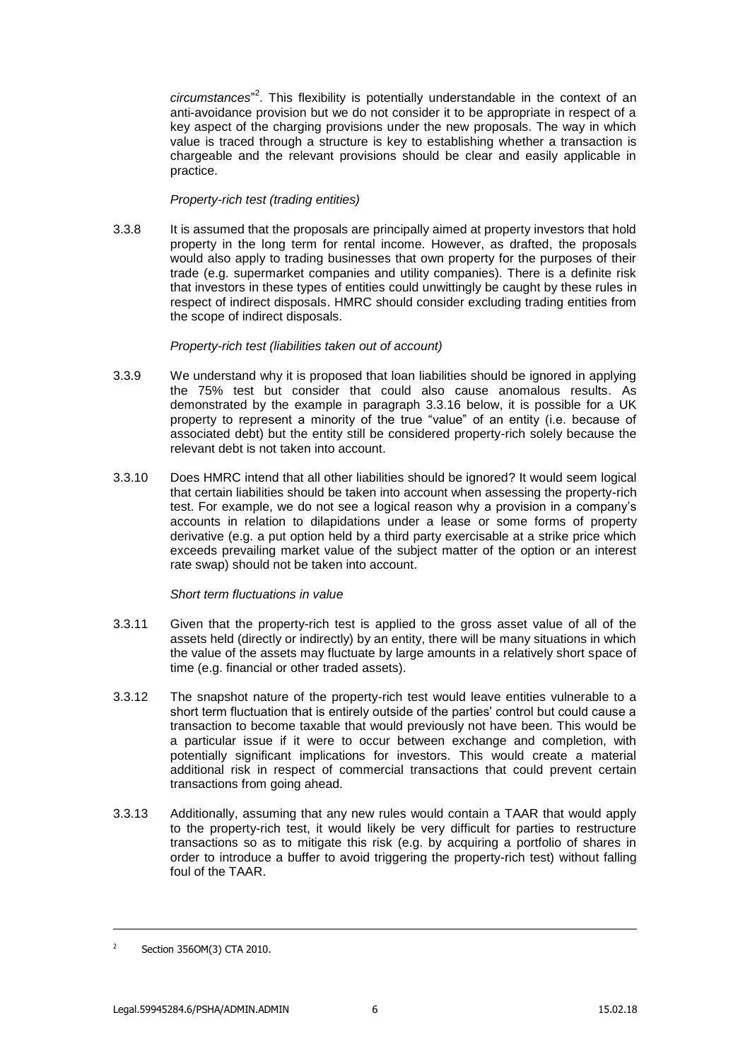*circumstances*"[2]. This flexibility is potentially understandable in the context of an anti-avoidance provision but we do not consider it to be appropriate in respect of a key aspect of the charging provisions under the new proposals. The way in which value is traced through a structure is key to establishing whether a transaction is chargeable and the relevant provisions should be clear and easily applicable in practice.

*Property-rich test (trading entities)*

3.3.8 It is assumed that the proposals are principally aimed at property investors that hold property in the long term for rental income. However, as drafted, the proposals would also apply to trading businesses that own property for the purposes of their trade (e.g. supermarket companies and utility companies). There is a definite risk that investors in these types of entities could unwittingly be caught by these rules in respect of indirect disposals. HMRC should consider excluding trading entities from the scope of indirect disposals.

*Property-rich test (liabilities taken out of account)*

3.3.9 We understand why it is proposed that loan liabilities should be ignored in applying the 75% test but consider that could also cause anomalous results. As demonstrated by the example in paragraph 3.3.16 below, it is possible for a UK property to represent a minority of the true "value" of an entity (i.e. because of associated debt) but the entity still be considered property-rich solely because the relevant debt is not taken into account.

3.3.10 Does HMRC intend that all other liabilities should be ignored? It would seem logical that certain liabilities should be taken into account when assessing the property-rich test. For example, we do not see a logical reason why a provision in a company's accounts in relation to dilapidations under a lease or some forms of property derivative (e.g. a put option held by a third party exercisable at a strike price which exceeds prevailing market value of the subject matter of the option or an interest rate swap) should not be taken into account.

*Short term fluctuations in value*

3.3.11 Given that the property-rich test is applied to the gross asset value of all of the assets held (directly or indirectly) by an entity, there will be many situations in which the value of the assets may fluctuate by large amounts in a relatively short space of time (e.g. financial or other traded assets).

3.3.12 The snapshot nature of the property-rich test would leave entities vulnerable to a short term fluctuation that is entirely outside of the parties' control but could cause a transaction to become taxable that would previously not have been. This would be a particular issue if it were to occur between exchange and completion, with potentially significant implications for investors. This would create a material additional risk in respect of commercial transactions that could prevent certain transactions from going ahead.

3.3.13 Additionally, assuming that any new rules would contain a TAAR that would apply to the property-rich test, it would likely be very difficult for parties to restructure transactions so as to mitigate this risk (e.g. by acquiring a portfolio of shares in order to introduce a buffer to avoid triggering the property-rich test) without falling foul of the TAAR.

---

[2] Section 356OM(3) CTA 2010.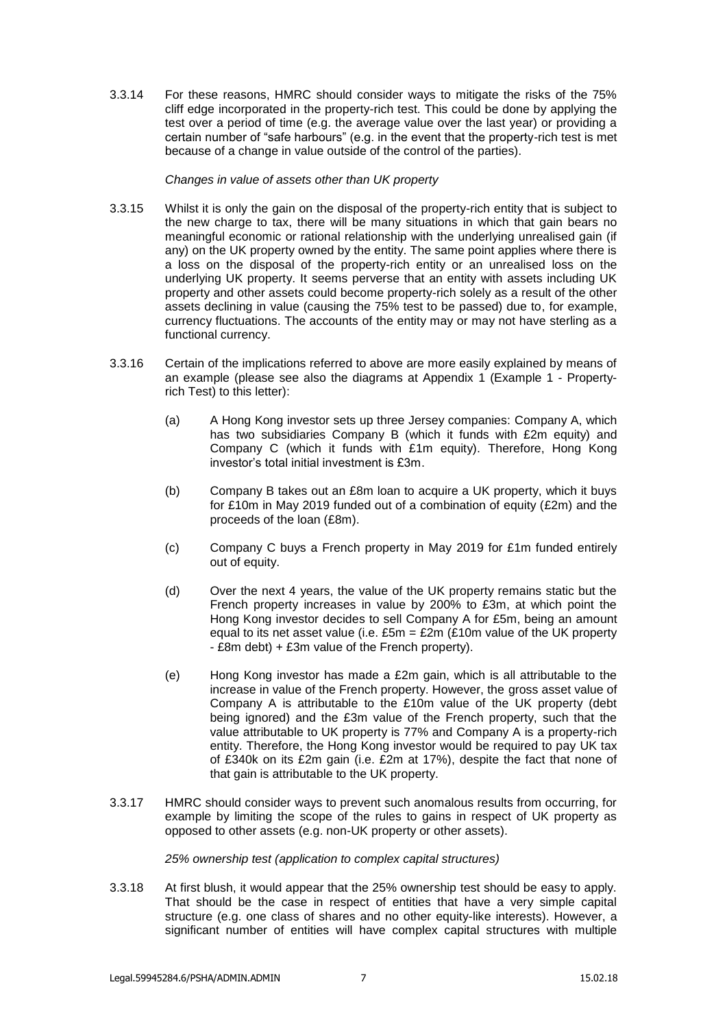3.3.14 For these reasons, HMRC should consider ways to mitigate the risks of the 75% cliff edge incorporated in the property-rich test. This could be done by applying the test over a period of time (e.g. the average value over the last year) or providing a certain number of "safe harbours" (e.g. in the event that the property-rich test is met because of a change in value outside of the control of the parties).

*Changes in value of assets other than UK property*

3.3.15 Whilst it is only the gain on the disposal of the property-rich entity that is subject to the new charge to tax, there will be many situations in which that gain bears no meaningful economic or rational relationship with the underlying unrealised gain (if any) on the UK property owned by the entity. The same point applies where there is a loss on the disposal of the property-rich entity or an unrealised loss on the underlying UK property. It seems perverse that an entity with assets including UK property and other assets could become property-rich solely as a result of the other assets declining in value (causing the 75% test to be passed) due to, for example, currency fluctuations. The accounts of the entity may or may not have sterling as a functional currency.

3.3.16 Certain of the implications referred to above are more easily explained by means of an example (please see also the diagrams at Appendix 1 (Example 1 - Property-rich Test) to this letter):

(a) A Hong Kong investor sets up three Jersey companies: Company A, which has two subsidiaries Company B (which it funds with £2m equity) and Company C (which it funds with £1m equity). Therefore, Hong Kong investor's total initial investment is £3m.

(b) Company B takes out an £8m loan to acquire a UK property, which it buys for £10m in May 2019 funded out of a combination of equity (£2m) and the proceeds of the loan (£8m).

(c) Company C buys a French property in May 2019 for £1m funded entirely out of equity.

(d) Over the next 4 years, the value of the UK property remains static but the French property increases in value by 200% to £3m, at which point the Hong Kong investor decides to sell Company A for £5m, being an amount equal to its net asset value (i.e. £5m = £2m (£10m value of the UK property - £8m debt) + £3m value of the French property).

(e) Hong Kong investor has made a £2m gain, which is all attributable to the increase in value of the French property. However, the gross asset value of Company A is attributable to the £10m value of the UK property (debt being ignored) and the £3m value of the French property, such that the value attributable to UK property is 77% and Company A is a property-rich entity. Therefore, the Hong Kong investor would be required to pay UK tax of £340k on its £2m gain (i.e. £2m at 17%), despite the fact that none of that gain is attributable to the UK property.

3.3.17 HMRC should consider ways to prevent such anomalous results from occurring, for example by limiting the scope of the rules to gains in respect of UK property as opposed to other assets (e.g. non-UK property or other assets).

*25% ownership test (application to complex capital structures)*

3.3.18 At first blush, it would appear that the 25% ownership test should be easy to apply. That should be the case in respect of entities that have a very simple capital structure (e.g. one class of shares and no other equity-like interests). However, a significant number of entities will have complex capital structures with multiple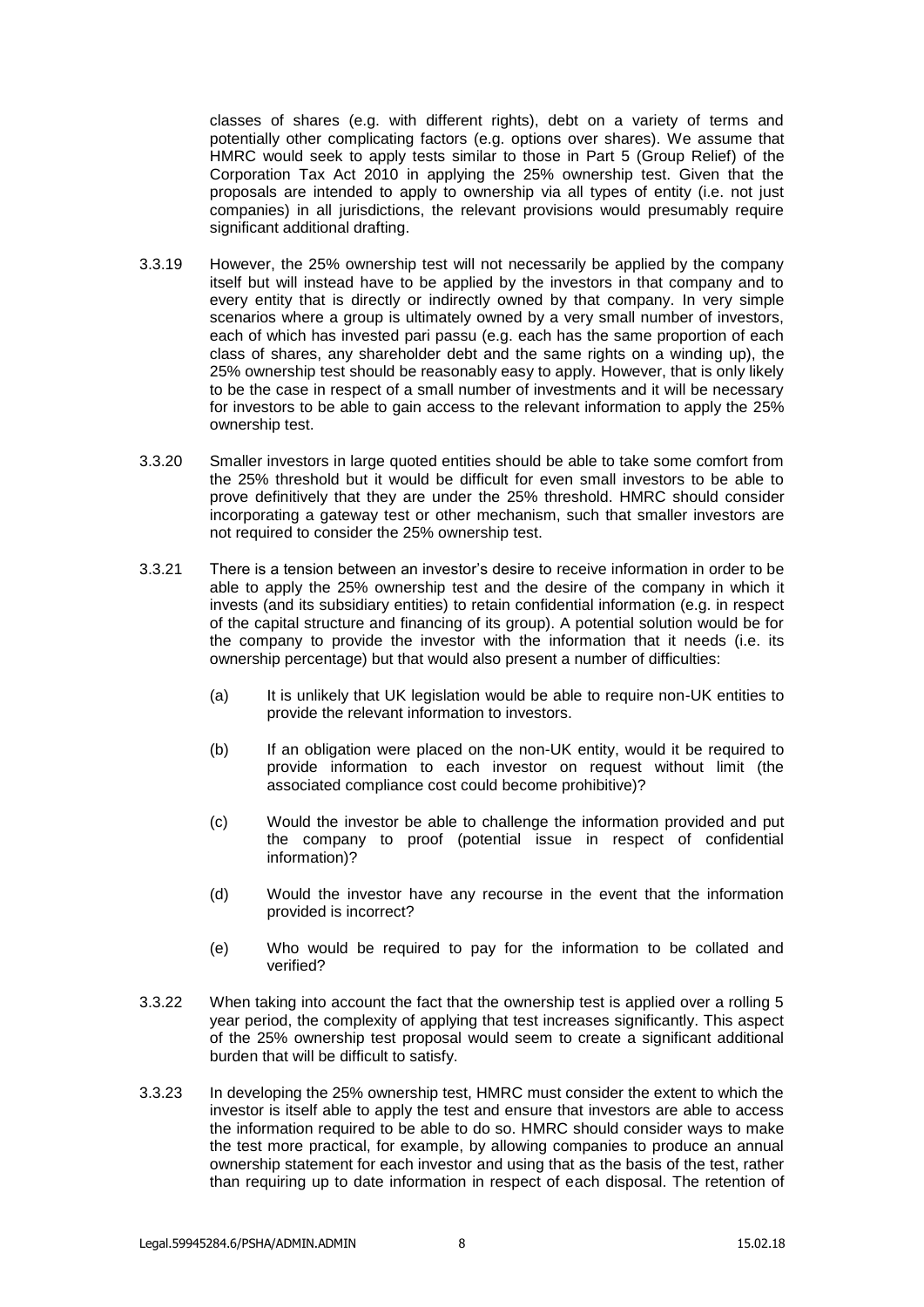classes of shares (e.g. with different rights), debt on a variety of terms and potentially other complicating factors (e.g. options over shares). We assume that HMRC would seek to apply tests similar to those in Part 5 (Group Relief) of the Corporation Tax Act 2010 in applying the 25% ownership test. Given that the proposals are intended to apply to ownership via all types of entity (i.e. not just companies) in all jurisdictions, the relevant provisions would presumably require significant additional drafting.

3.3.19 However, the 25% ownership test will not necessarily be applied by the company itself but will instead have to be applied by the investors in that company and to every entity that is directly or indirectly owned by that company. In very simple scenarios where a group is ultimately owned by a very small number of investors, each of which has invested pari passu (e.g. each has the same proportion of each class of shares, any shareholder debt and the same rights on a winding up), the 25% ownership test should be reasonably easy to apply. However, that is only likely to be the case in respect of a small number of investments and it will be necessary for investors to be able to gain access to the relevant information to apply the 25% ownership test.

3.3.20 Smaller investors in large quoted entities should be able to take some comfort from the 25% threshold but it would be difficult for even small investors to be able to prove definitively that they are under the 25% threshold. HMRC should consider incorporating a gateway test or other mechanism, such that smaller investors are not required to consider the 25% ownership test.

3.3.21 There is a tension between an investor's desire to receive information in order to be able to apply the 25% ownership test and the desire of the company in which it invests (and its subsidiary entities) to retain confidential information (e.g. in respect of the capital structure and financing of its group). A potential solution would be for the company to provide the investor with the information that it needs (i.e. its ownership percentage) but that would also present a number of difficulties:

(a) It is unlikely that UK legislation would be able to require non-UK entities to provide the relevant information to investors.

(b) If an obligation were placed on the non-UK entity, would it be required to provide information to each investor on request without limit (the associated compliance cost could become prohibitive)?

(c) Would the investor be able to challenge the information provided and put the company to proof (potential issue in respect of confidential information)?

(d) Would the investor have any recourse in the event that the information provided is incorrect?

(e) Who would be required to pay for the information to be collated and verified?

3.3.22 When taking into account the fact that the ownership test is applied over a rolling 5 year period, the complexity of applying that test increases significantly. This aspect of the 25% ownership test proposal would seem to create a significant additional burden that will be difficult to satisfy.

3.3.23 In developing the 25% ownership test, HMRC must consider the extent to which the investor is itself able to apply the test and ensure that investors are able to access the information required to be able to do so. HMRC should consider ways to make the test more practical, for example, by allowing companies to produce an annual ownership statement for each investor and using that as the basis of the test, rather than requiring up to date information in respect of each disposal. The retention of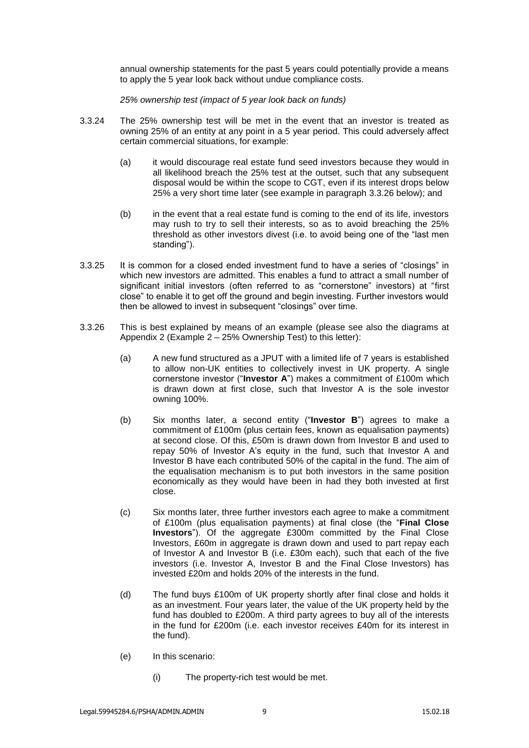annual ownership statements for the past 5 years could potentially provide a means to apply the 5 year look back without undue compliance costs.

*25% ownership test (impact of 5 year look back on funds)*

3.3.24 The 25% ownership test will be met in the event that an investor is treated as owning 25% of an entity at any point in a 5 year period. This could adversely affect certain commercial situations, for example:

(a) it would discourage real estate fund seed investors because they would in all likelihood breach the 25% test at the outset, such that any subsequent disposal would be within the scope to CGT, even if its interest drops below 25% a very short time later (see example in paragraph 3.3.26 below); and

(b) in the event that a real estate fund is coming to the end of its life, investors may rush to try to sell their interests, so as to avoid breaching the 25% threshold as other investors divest (i.e. to avoid being one of the "last men standing").

3.3.25 It is common for a closed ended investment fund to have a series of "closings" in which new investors are admitted. This enables a fund to attract a small number of significant initial investors (often referred to as "cornerstone" investors) at "first close" to enable it to get off the ground and begin investing. Further investors would then be allowed to invest in subsequent "closings" over time.

3.3.26 This is best explained by means of an example (please see also the diagrams at Appendix 2 (Example 2 – 25% Ownership Test) to this letter):

(a) A new fund structured as a JPUT with a limited life of 7 years is established to allow non-UK entities to collectively invest in UK property. A single cornerstone investor ("**Investor A**") makes a commitment of £100m which is drawn down at first close, such that Investor A is the sole investor owning 100%.

(b) Six months later, a second entity ("**Investor B**") agrees to make a commitment of £100m (plus certain fees, known as equalisation payments) at second close. Of this, £50m is drawn down from Investor B and used to repay 50% of Investor A's equity in the fund, such that Investor A and Investor B have each contributed 50% of the capital in the fund. The aim of the equalisation mechanism is to put both investors in the same position economically as they would have been in had they both invested at first close.

(c) Six months later, three further investors each agree to make a commitment of £100m (plus equalisation payments) at final close (the "**Final Close Investors**"). Of the aggregate £300m committed by the Final Close Investors, £60m in aggregate is drawn down and used to part repay each of Investor A and Investor B (i.e. £30m each), such that each of the five investors (i.e. Investor A, Investor B and the Final Close Investors) has invested £20m and holds 20% of the interests in the fund.

(d) The fund buys £100m of UK property shortly after final close and holds it as an investment. Four years later, the value of the UK property held by the fund has doubled to £200m. A third party agrees to buy all of the interests in the fund for £200m (i.e. each investor receives £40m for its interest in the fund).

(e) In this scenario:

(i) The property-rich test would be met.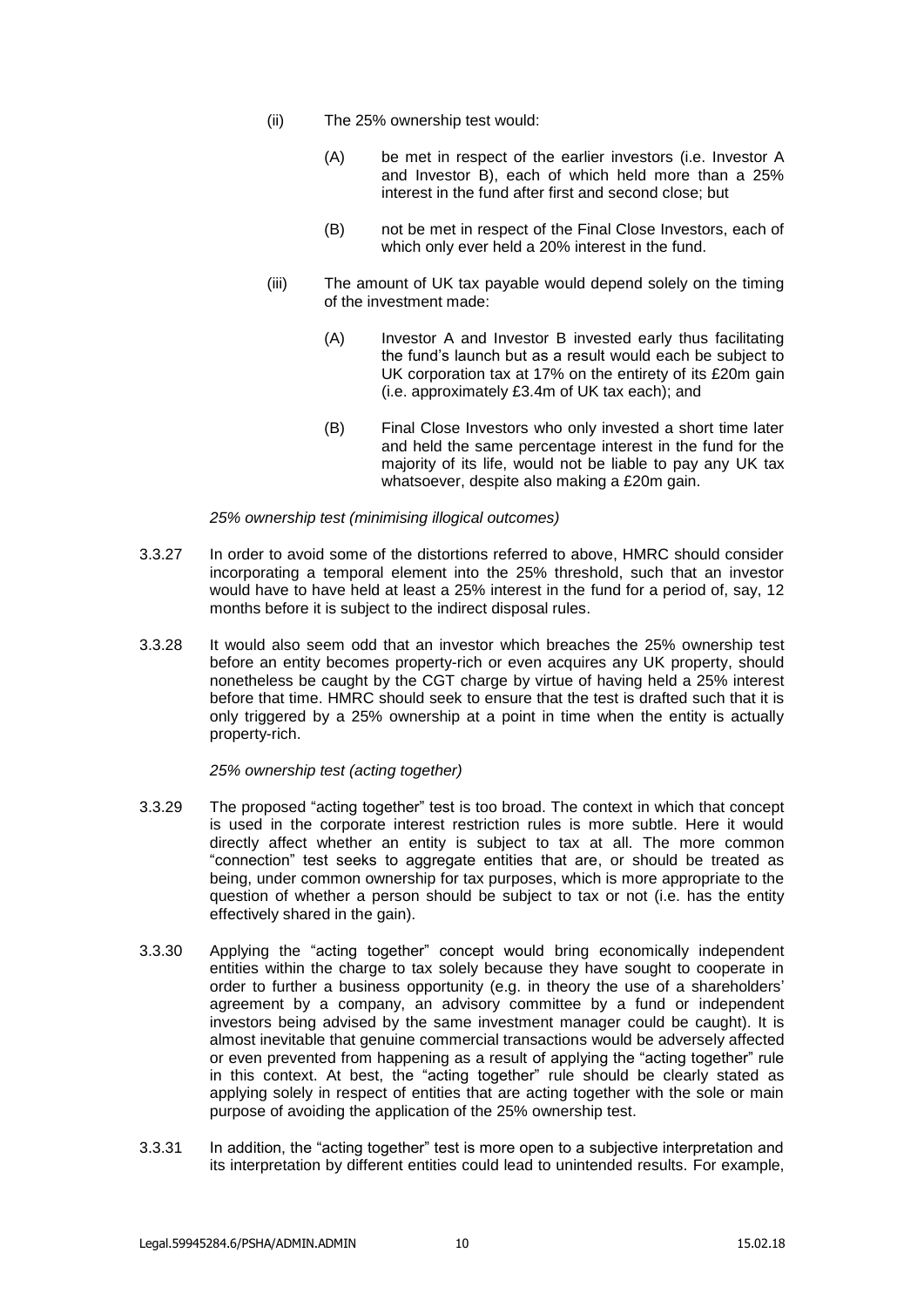(ii) The 25% ownership test would:

(A) be met in respect of the earlier investors (i.e. Investor A and Investor B), each of which held more than a 25% interest in the fund after first and second close; but

(B) not be met in respect of the Final Close Investors, each of which only ever held a 20% interest in the fund.

(iii) The amount of UK tax payable would depend solely on the timing of the investment made:

(A) Investor A and Investor B invested early thus facilitating the fund's launch but as a result would each be subject to UK corporation tax at 17% on the entirety of its £20m gain (i.e. approximately £3.4m of UK tax each); and

(B) Final Close Investors who only invested a short time later and held the same percentage interest in the fund for the majority of its life, would not be liable to pay any UK tax whatsoever, despite also making a £20m gain.

*25% ownership test (minimising illogical outcomes)*

3.3.27 In order to avoid some of the distortions referred to above, HMRC should consider incorporating a temporal element into the 25% threshold, such that an investor would have to have held at least a 25% interest in the fund for a period of, say, 12 months before it is subject to the indirect disposal rules.

3.3.28 It would also seem odd that an investor which breaches the 25% ownership test before an entity becomes property-rich or even acquires any UK property, should nonetheless be caught by the CGT charge by virtue of having held a 25% interest before that time. HMRC should seek to ensure that the test is drafted such that it is only triggered by a 25% ownership at a point in time when the entity is actually property-rich.

*25% ownership test (acting together)*

3.3.29 The proposed "acting together" test is too broad. The context in which that concept is used in the corporate interest restriction rules is more subtle. Here it would directly affect whether an entity is subject to tax at all. The more common "connection" test seeks to aggregate entities that are, or should be treated as being, under common ownership for tax purposes, which is more appropriate to the question of whether a person should be subject to tax or not (i.e. has the entity effectively shared in the gain).

3.3.30 Applying the "acting together" concept would bring economically independent entities within the charge to tax solely because they have sought to cooperate in order to further a business opportunity (e.g. in theory the use of a shareholders' agreement by a company, an advisory committee by a fund or independent investors being advised by the same investment manager could be caught). It is almost inevitable that genuine commercial transactions would be adversely affected or even prevented from happening as a result of applying the "acting together" rule in this context. At best, the "acting together" rule should be clearly stated as applying solely in respect of entities that are acting together with the sole or main purpose of avoiding the application of the 25% ownership test.

3.3.31 In addition, the "acting together" test is more open to a subjective interpretation and its interpretation by different entities could lead to unintended results. For example,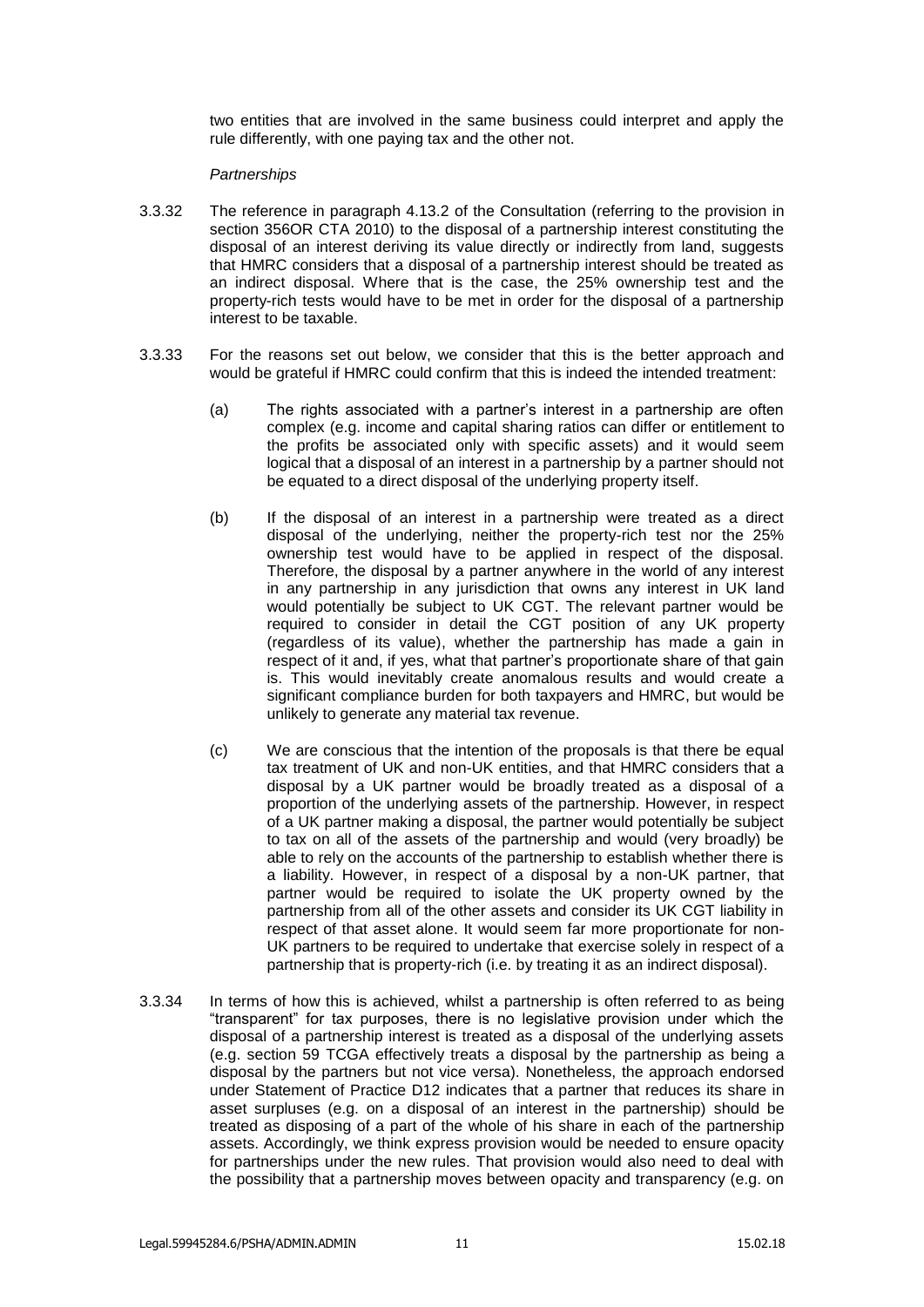two entities that are involved in the same business could interpret and apply the rule differently, with one paying tax and the other not.

*Partnerships*

3.3.32 The reference in paragraph 4.13.2 of the Consultation (referring to the provision in section 356OR CTA 2010) to the disposal of a partnership interest constituting the disposal of an interest deriving its value directly or indirectly from land, suggests that HMRC considers that a disposal of a partnership interest should be treated as an indirect disposal. Where that is the case, the 25% ownership test and the property-rich tests would have to be met in order for the disposal of a partnership interest to be taxable.

3.3.33 For the reasons set out below, we consider that this is the better approach and would be grateful if HMRC could confirm that this is indeed the intended treatment:

(a) The rights associated with a partner's interest in a partnership are often complex (e.g. income and capital sharing ratios can differ or entitlement to the profits be associated only with specific assets) and it would seem logical that a disposal of an interest in a partnership by a partner should not be equated to a direct disposal of the underlying property itself.

(b) If the disposal of an interest in a partnership were treated as a direct disposal of the underlying, neither the property-rich test nor the 25% ownership test would have to be applied in respect of the disposal. Therefore, the disposal by a partner anywhere in the world of any interest in any partnership in any jurisdiction that owns any interest in UK land would potentially be subject to UK CGT. The relevant partner would be required to consider in detail the CGT position of any UK property (regardless of its value), whether the partnership has made a gain in respect of it and, if yes, what that partner's proportionate share of that gain is. This would inevitably create anomalous results and would create a significant compliance burden for both taxpayers and HMRC, but would be unlikely to generate any material tax revenue.

(c) We are conscious that the intention of the proposals is that there be equal tax treatment of UK and non-UK entities, and that HMRC considers that a disposal by a UK partner would be broadly treated as a disposal of a proportion of the underlying assets of the partnership. However, in respect of a UK partner making a disposal, the partner would potentially be subject to tax on all of the assets of the partnership and would (very broadly) be able to rely on the accounts of the partnership to establish whether there is a liability. However, in respect of a disposal by a non-UK partner, that partner would be required to isolate the UK property owned by the partnership from all of the other assets and consider its UK CGT liability in respect of that asset alone. It would seem far more proportionate for non-UK partners to be required to undertake that exercise solely in respect of a partnership that is property-rich (i.e. by treating it as an indirect disposal).

3.3.34 In terms of how this is achieved, whilst a partnership is often referred to as being "transparent" for tax purposes, there is no legislative provision under which the disposal of a partnership interest is treated as a disposal of the underlying assets (e.g. section 59 TCGA effectively treats a disposal by the partnership as being a disposal by the partners but not vice versa). Nonetheless, the approach endorsed under Statement of Practice D12 indicates that a partner that reduces its share in asset surpluses (e.g. on a disposal of an interest in the partnership) should be treated as disposing of a part of the whole of his share in each of the partnership assets. Accordingly, we think express provision would be needed to ensure opacity for partnerships under the new rules. That provision would also need to deal with the possibility that a partnership moves between opacity and transparency (e.g. on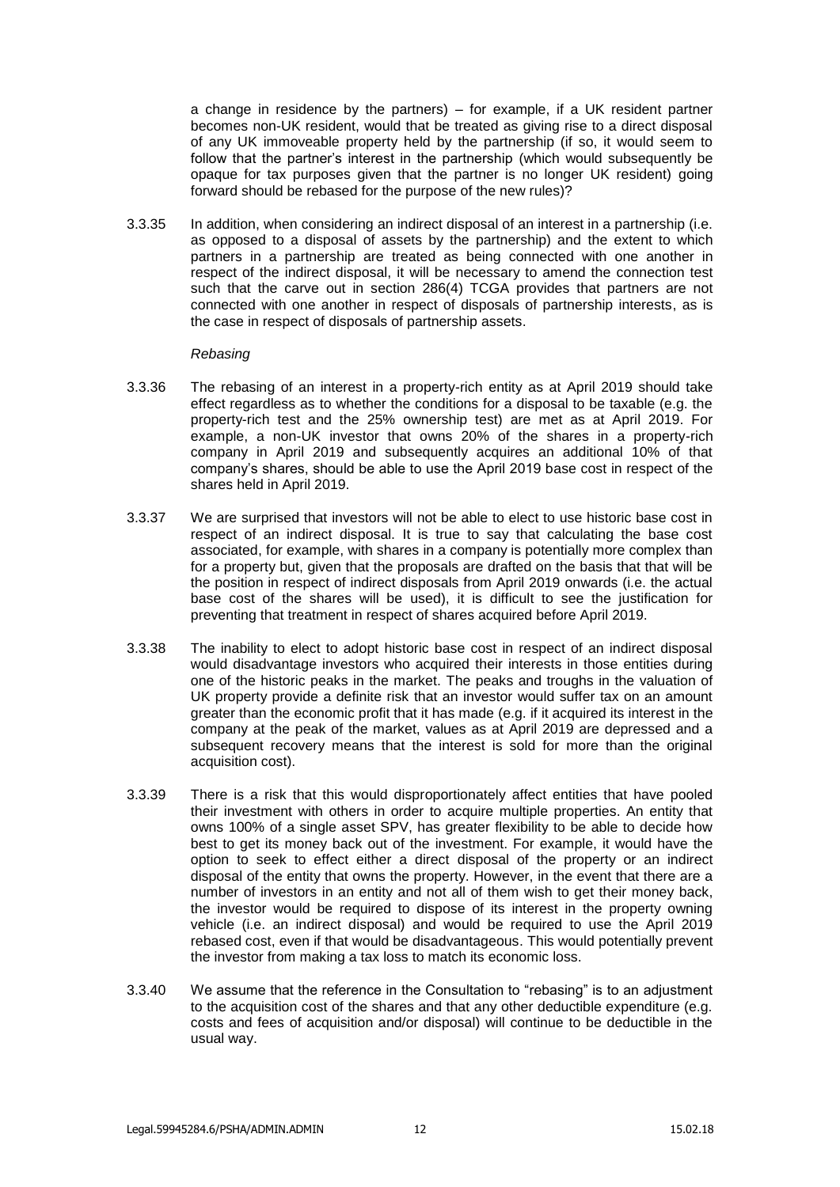a change in residence by the partners) – for example, if a UK resident partner becomes non-UK resident, would that be treated as giving rise to a direct disposal of any UK immoveable property held by the partnership (if so, it would seem to follow that the partner's interest in the partnership (which would subsequently be opaque for tax purposes given that the partner is no longer UK resident) going forward should be rebased for the purpose of the new rules)?

3.3.35 In addition, when considering an indirect disposal of an interest in a partnership (i.e. as opposed to a disposal of assets by the partnership) and the extent to which partners in a partnership are treated as being connected with one another in respect of the indirect disposal, it will be necessary to amend the connection test such that the carve out in section 286(4) TCGA provides that partners are not connected with one another in respect of disposals of partnership interests, as is the case in respect of disposals of partnership assets.

*Rebasing*

3.3.36 The rebasing of an interest in a property-rich entity as at April 2019 should take effect regardless as to whether the conditions for a disposal to be taxable (e.g. the property-rich test and the 25% ownership test) are met as at April 2019. For example, a non-UK investor that owns 20% of the shares in a property-rich company in April 2019 and subsequently acquires an additional 10% of that company's shares, should be able to use the April 2019 base cost in respect of the shares held in April 2019.

3.3.37 We are surprised that investors will not be able to elect to use historic base cost in respect of an indirect disposal. It is true to say that calculating the base cost associated, for example, with shares in a company is potentially more complex than for a property but, given that the proposals are drafted on the basis that that will be the position in respect of indirect disposals from April 2019 onwards (i.e. the actual base cost of the shares will be used), it is difficult to see the justification for preventing that treatment in respect of shares acquired before April 2019.

3.3.38 The inability to elect to adopt historic base cost in respect of an indirect disposal would disadvantage investors who acquired their interests in those entities during one of the historic peaks in the market. The peaks and troughs in the valuation of UK property provide a definite risk that an investor would suffer tax on an amount greater than the economic profit that it has made (e.g. if it acquired its interest in the company at the peak of the market, values as at April 2019 are depressed and a subsequent recovery means that the interest is sold for more than the original acquisition cost).

3.3.39 There is a risk that this would disproportionately affect entities that have pooled their investment with others in order to acquire multiple properties. An entity that owns 100% of a single asset SPV, has greater flexibility to be able to decide how best to get its money back out of the investment. For example, it would have the option to seek to effect either a direct disposal of the property or an indirect disposal of the entity that owns the property. However, in the event that there are a number of investors in an entity and not all of them wish to get their money back, the investor would be required to dispose of its interest in the property owning vehicle (i.e. an indirect disposal) and would be required to use the April 2019 rebased cost, even if that would be disadvantageous. This would potentially prevent the investor from making a tax loss to match its economic loss.

3.3.40 We assume that the reference in the Consultation to "rebasing" is to an adjustment to the acquisition cost of the shares and that any other deductible expenditure (e.g. costs and fees of acquisition and/or disposal) will continue to be deductible in the usual way.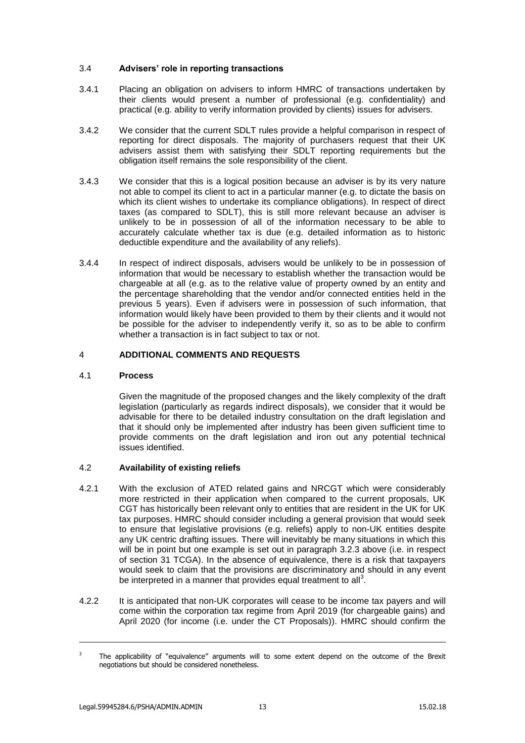### 3.4 **Advisers' role in reporting transactions**

3.4.1 Placing an obligation on advisers to inform HMRC of transactions undertaken by their clients would present a number of professional (e.g. confidentiality) and practical (e.g. ability to verify information provided by clients) issues for advisers.

3.4.2 We consider that the current SDLT rules provide a helpful comparison in respect of reporting for direct disposals. The majority of purchasers request that their UK advisers assist them with satisfying their SDLT reporting requirements but the obligation itself remains the sole responsibility of the client.

3.4.3 We consider that this is a logical position because an adviser is by its very nature not able to compel its client to act in a particular manner (e.g. to dictate the basis on which its client wishes to undertake its compliance obligations). In respect of direct taxes (as compared to SDLT), this is still more relevant because an adviser is unlikely to be in possession of all of the information necessary to be able to accurately calculate whether tax is due (e.g. detailed information as to historic deductible expenditure and the availability of any reliefs).

3.4.4 In respect of indirect disposals, advisers would be unlikely to be in possession of information that would be necessary to establish whether the transaction would be chargeable at all (e.g. as to the relative value of property owned by an entity and the percentage shareholding that the vendor and/or connected entities held in the previous 5 years). Even if advisers were in possession of such information, that information would likely have been provided to them by their clients and it would not be possible for the adviser to independently verify it, so as to be able to confirm whether a transaction is in fact subject to tax or not.

## 4 **ADDITIONAL COMMENTS AND REQUESTS**

### 4.1 **Process**

Given the magnitude of the proposed changes and the likely complexity of the draft legislation (particularly as regards indirect disposals), we consider that it would be advisable for there to be detailed industry consultation on the draft legislation and that it should only be implemented after industry has been given sufficient time to provide comments on the draft legislation and iron out any potential technical issues identified.

### 4.2 **Availability of existing reliefs**

4.2.1 With the exclusion of ATED related gains and NRCGT which were considerably more restricted in their application when compared to the current proposals, UK CGT has historically been relevant only to entities that are resident in the UK for UK tax purposes. HMRC should consider including a general provision that would seek to ensure that legislative provisions (e.g. reliefs) apply to non-UK entities despite any UK centric drafting issues. There will inevitably be many situations in which this will be in point but one example is set out in paragraph 3.2.3 above (i.e. in respect of section 31 TCGA). In the absence of equivalence, there is a risk that taxpayers would seek to claim that the provisions are discriminatory and should in any event be interpreted in a manner that provides equal treatment to all[3].

4.2.2 It is anticipated that non-UK corporates will cease to be income tax payers and will come within the corporation tax regime from April 2019 (for chargeable gains) and April 2020 (for income (i.e. under the CT Proposals)). HMRC should confirm the

---

[3] The applicability of "equivalence" arguments will to some extent depend on the outcome of the Brexit negotiations but should be considered nonetheless.

Legal.59945284.6/PSHA/ADMIN.ADMIN 15.02.18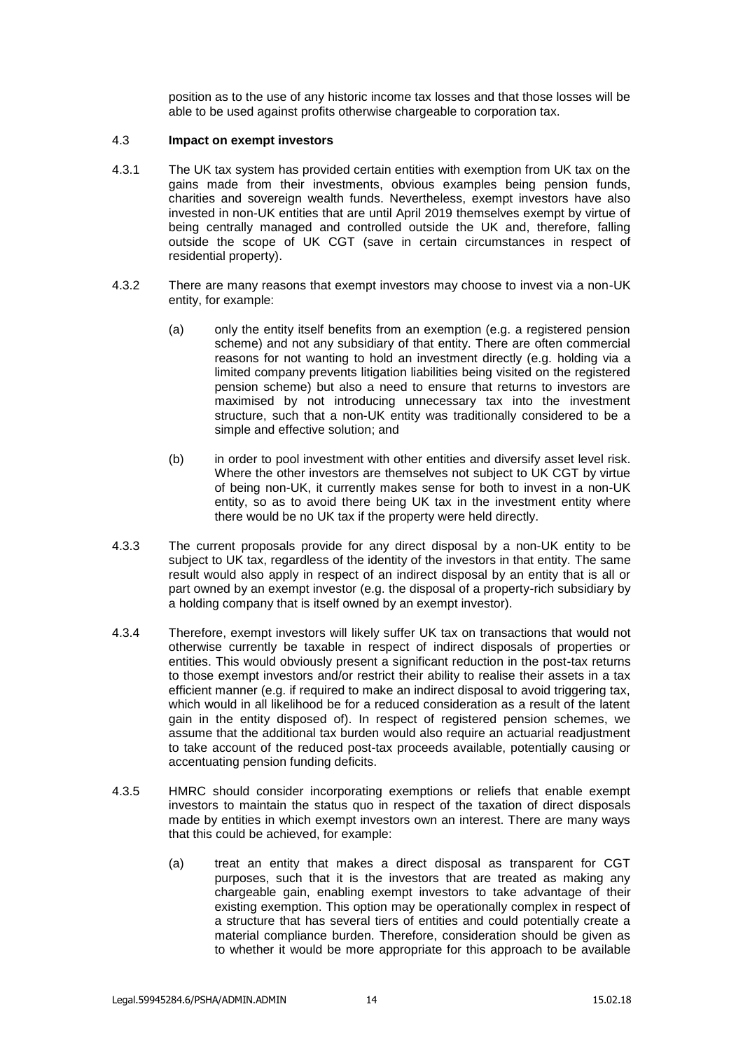position as to the use of any historic income tax losses and that those losses will be able to be used against profits otherwise chargeable to corporation tax.

### 4.3 **Impact on exempt investors**

4.3.1 The UK tax system has provided certain entities with exemption from UK tax on the gains made from their investments, obvious examples being pension funds, charities and sovereign wealth funds. Nevertheless, exempt investors have also invested in non-UK entities that are until April 2019 themselves exempt by virtue of being centrally managed and controlled outside the UK and, therefore, falling outside the scope of UK CGT (save in certain circumstances in respect of residential property).

4.3.2 There are many reasons that exempt investors may choose to invest via a non-UK entity, for example:

(a) only the entity itself benefits from an exemption (e.g. a registered pension scheme) and not any subsidiary of that entity. There are often commercial reasons for not wanting to hold an investment directly (e.g. holding via a limited company prevents litigation liabilities being visited on the registered pension scheme) but also a need to ensure that returns to investors are maximised by not introducing unnecessary tax into the investment structure, such that a non-UK entity was traditionally considered to be a simple and effective solution; and

(b) in order to pool investment with other entities and diversify asset level risk. Where the other investors are themselves not subject to UK CGT by virtue of being non-UK, it currently makes sense for both to invest in a non-UK entity, so as to avoid there being UK tax in the investment entity where there would be no UK tax if the property were held directly.

4.3.3 The current proposals provide for any direct disposal by a non-UK entity to be subject to UK tax, regardless of the identity of the investors in that entity. The same result would also apply in respect of an indirect disposal by an entity that is all or part owned by an exempt investor (e.g. the disposal of a property-rich subsidiary by a holding company that is itself owned by an exempt investor).

4.3.4 Therefore, exempt investors will likely suffer UK tax on transactions that would not otherwise currently be taxable in respect of indirect disposals of properties or entities. This would obviously present a significant reduction in the post-tax returns to those exempt investors and/or restrict their ability to realise their assets in a tax efficient manner (e.g. if required to make an indirect disposal to avoid triggering tax, which would in all likelihood be for a reduced consideration as a result of the latent gain in the entity disposed of). In respect of registered pension schemes, we assume that the additional tax burden would also require an actuarial readjustment to take account of the reduced post-tax proceeds available, potentially causing or accentuating pension funding deficits.

4.3.5 HMRC should consider incorporating exemptions or reliefs that enable exempt investors to maintain the status quo in respect of the taxation of direct disposals made by entities in which exempt investors own an interest. There are many ways that this could be achieved, for example:

(a) treat an entity that makes a direct disposal as transparent for CGT purposes, such that it is the investors that are treated as making any chargeable gain, enabling exempt investors to take advantage of their existing exemption. This option may be operationally complex in respect of a structure that has several tiers of entities and could potentially create a material compliance burden. Therefore, consideration should be given as to whether it would be more appropriate for this approach to be available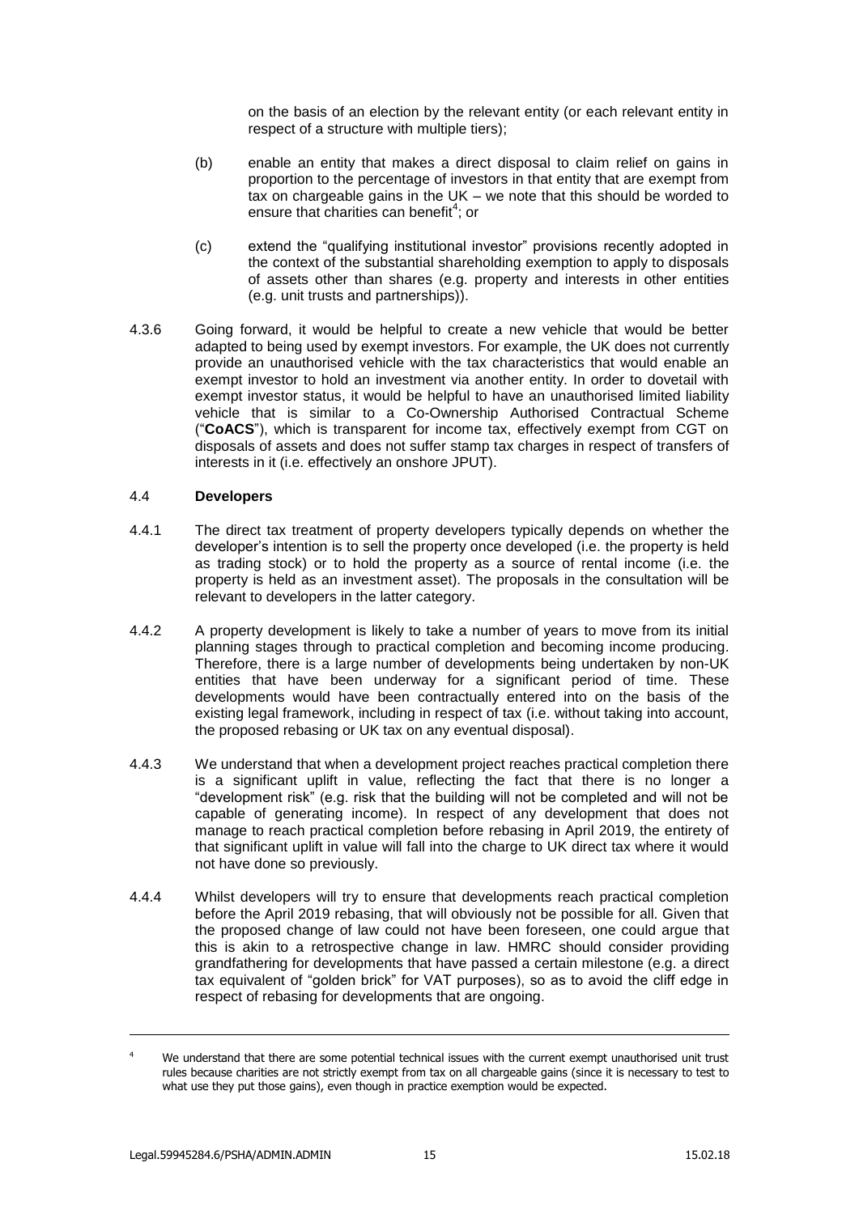on the basis of an election by the relevant entity (or each relevant entity in respect of a structure with multiple tiers);

(b) enable an entity that makes a direct disposal to claim relief on gains in proportion to the percentage of investors in that entity that are exempt from tax on chargeable gains in the UK – we note that this should be worded to ensure that charities can benefit[4]; or

(c) extend the "qualifying institutional investor" provisions recently adopted in the context of the substantial shareholding exemption to apply to disposals of assets other than shares (e.g. property and interests in other entities (e.g. unit trusts and partnerships)).

4.3.6 Going forward, it would be helpful to create a new vehicle that would be better adapted to being used by exempt investors. For example, the UK does not currently provide an unauthorised vehicle with the tax characteristics that would enable an exempt investor to hold an investment via another entity. In order to dovetail with exempt investor status, it would be helpful to have an unauthorised limited liability vehicle that is similar to a Co-Ownership Authorised Contractual Scheme ("**CoACS**"), which is transparent for income tax, effectively exempt from CGT on disposals of assets and does not suffer stamp tax charges in respect of transfers of interests in it (i.e. effectively an onshore JPUT).

### 4.4 Developers

4.4.1 The direct tax treatment of property developers typically depends on whether the developer's intention is to sell the property once developed (i.e. the property is held as trading stock) or to hold the property as a source of rental income (i.e. the property is held as an investment asset). The proposals in the consultation will be relevant to developers in the latter category.

4.4.2 A property development is likely to take a number of years to move from its initial planning stages through to practical completion and becoming income producing. Therefore, there is a large number of developments being undertaken by non-UK entities that have been underway for a significant period of time. These developments would have been contractually entered into on the basis of the existing legal framework, including in respect of tax (i.e. without taking into account, the proposed rebasing or UK tax on any eventual disposal).

4.4.3 We understand that when a development project reaches practical completion there is a significant uplift in value, reflecting the fact that there is no longer a "development risk" (e.g. risk that the building will not be completed and will not be capable of generating income). In respect of any development that does not manage to reach practical completion before rebasing in April 2019, the entirety of that significant uplift in value will fall into the charge to UK direct tax where it would not have done so previously.

4.4.4 Whilst developers will try to ensure that developments reach practical completion before the April 2019 rebasing, that will obviously not be possible for all. Given that the proposed change of law could not have been foreseen, one could argue that this is akin to a retrospective change in law. HMRC should consider providing grandfathering for developments that have passed a certain milestone (e.g. a direct tax equivalent of "golden brick" for VAT purposes), so as to avoid the cliff edge in respect of rebasing for developments that are ongoing.

---

[4] We understand that there are some potential technical issues with the current exempt unauthorised unit trust rules because charities are not strictly exempt from tax on all chargeable gains (since it is necessary to test to what use they put those gains), even though in practice exemption would be expected.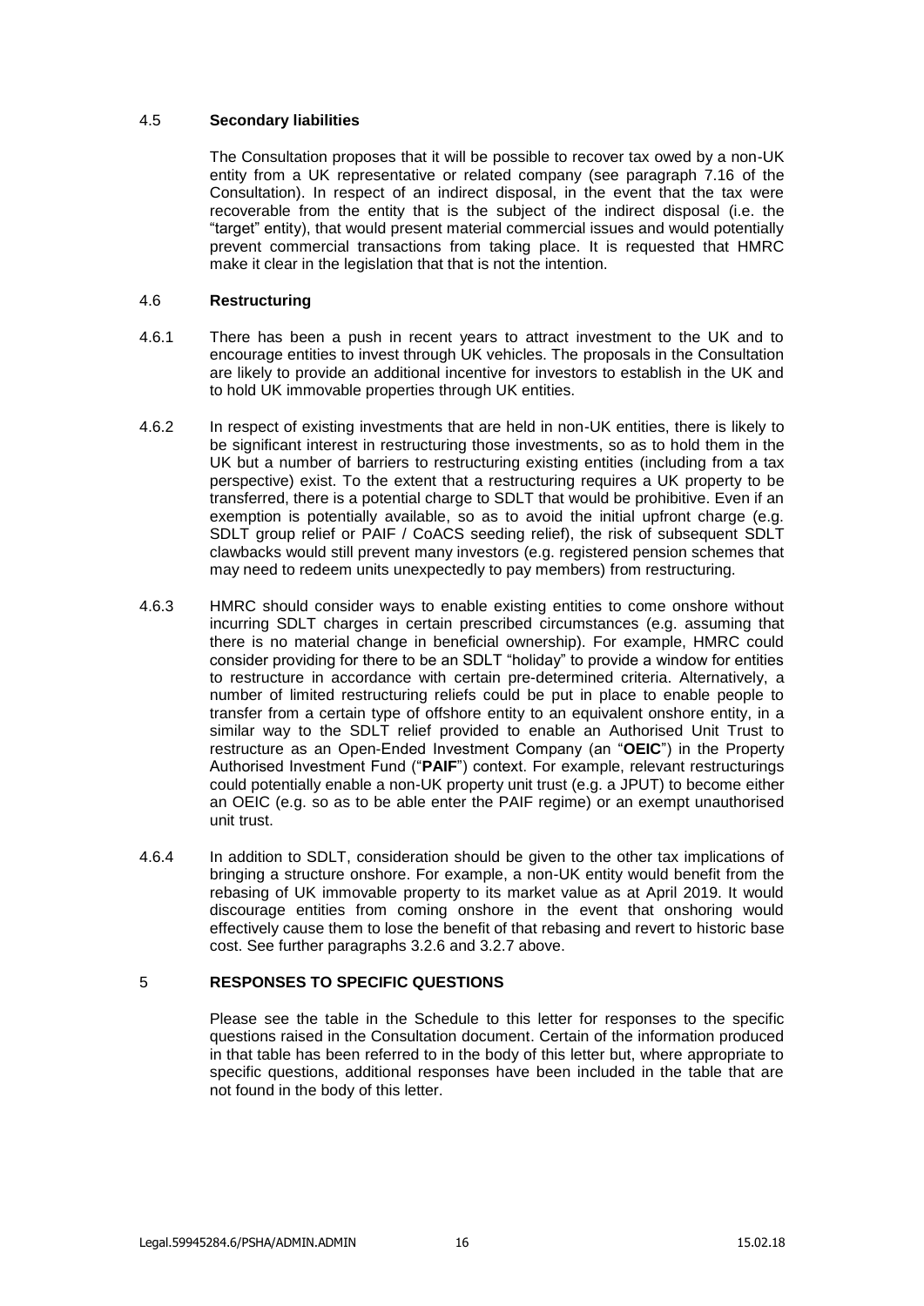### 4.5 Secondary liabilities

The Consultation proposes that it will be possible to recover tax owed by a non-UK entity from a UK representative or related company (see paragraph 7.16 of the Consultation). In respect of an indirect disposal, in the event that the tax were recoverable from the entity that is the subject of the indirect disposal (i.e. the "target" entity), that would present material commercial issues and would potentially prevent commercial transactions from taking place. It is requested that HMRC make it clear in the legislation that that is not the intention.

### 4.6 Restructuring

4.6.1 There has been a push in recent years to attract investment to the UK and to encourage entities to invest through UK vehicles. The proposals in the Consultation are likely to provide an additional incentive for investors to establish in the UK and to hold UK immovable properties through UK entities.

4.6.2 In respect of existing investments that are held in non-UK entities, there is likely to be significant interest in restructuring those investments, so as to hold them in the UK but a number of barriers to restructuring existing entities (including from a tax perspective) exist. To the extent that a restructuring requires a UK property to be transferred, there is a potential charge to SDLT that would be prohibitive. Even if an exemption is potentially available, so as to avoid the initial upfront charge (e.g. SDLT group relief or PAIF / CoACS seeding relief), the risk of subsequent SDLT clawbacks would still prevent many investors (e.g. registered pension schemes that may need to redeem units unexpectedly to pay members) from restructuring.

4.6.3 HMRC should consider ways to enable existing entities to come onshore without incurring SDLT charges in certain prescribed circumstances (e.g. assuming that there is no material change in beneficial ownership). For example, HMRC could consider providing for there to be an SDLT "holiday" to provide a window for entities to restructure in accordance with certain pre-determined criteria. Alternatively, a number of limited restructuring reliefs could be put in place to enable people to transfer from a certain type of offshore entity to an equivalent onshore entity, in a similar way to the SDLT relief provided to enable an Authorised Unit Trust to restructure as an Open-Ended Investment Company (an "**OEIC**") in the Property Authorised Investment Fund ("**PAIF**") context. For example, relevant restructurings could potentially enable a non-UK property unit trust (e.g. a JPUT) to become either an OEIC (e.g. so as to be able enter the PAIF regime) or an exempt unauthorised unit trust.

4.6.4 In addition to SDLT, consideration should be given to the other tax implications of bringing a structure onshore. For example, a non-UK entity would benefit from the rebasing of UK immovable property to its market value as at April 2019. It would discourage entities from coming onshore in the event that onshoring would effectively cause them to lose the benefit of that rebasing and revert to historic base cost. See further paragraphs 3.2.6 and 3.2.7 above.

## 5 RESPONSES TO SPECIFIC QUESTIONS

Please see the table in the Schedule to this letter for responses to the specific questions raised in the Consultation document. Certain of the information produced in that table has been referred to in the body of this letter but, where appropriate to specific questions, additional responses have been included in the table that are not found in the body of this letter.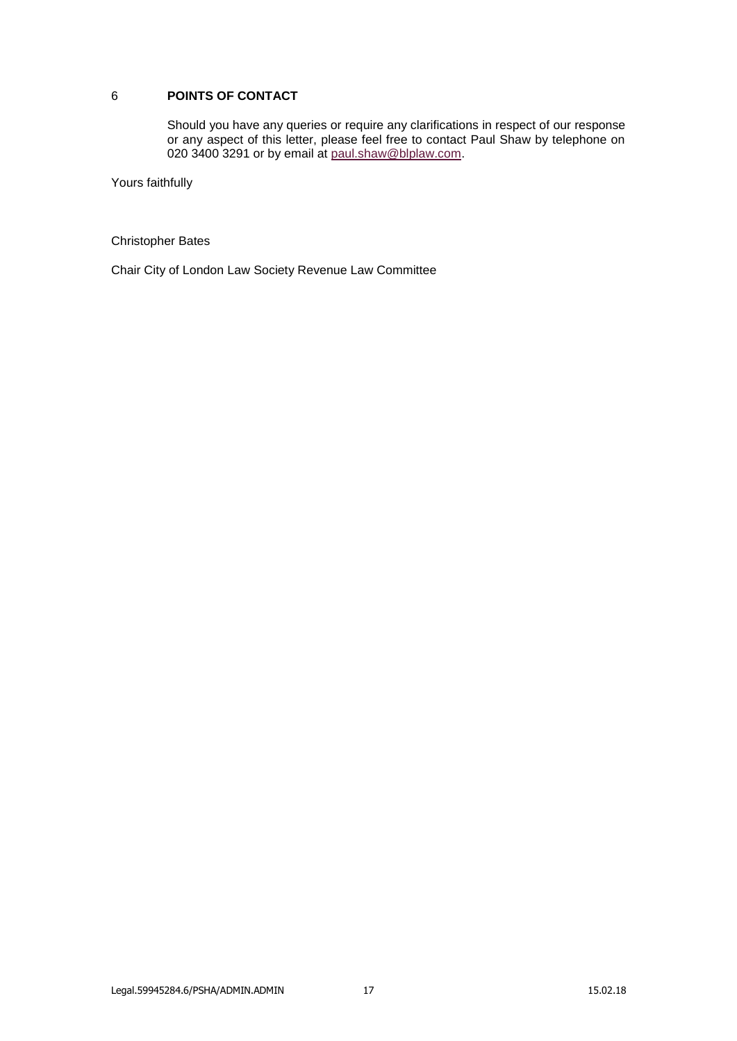## 6 POINTS OF CONTACT

Should you have any queries or require any clarifications in respect of our response or any aspect of this letter, please feel free to contact Paul Shaw by telephone on 020 3400 3291 or by email at paul.shaw@blplaw.com.

Yours faithfully

Christopher Bates

Chair City of London Law Society Revenue Law Committee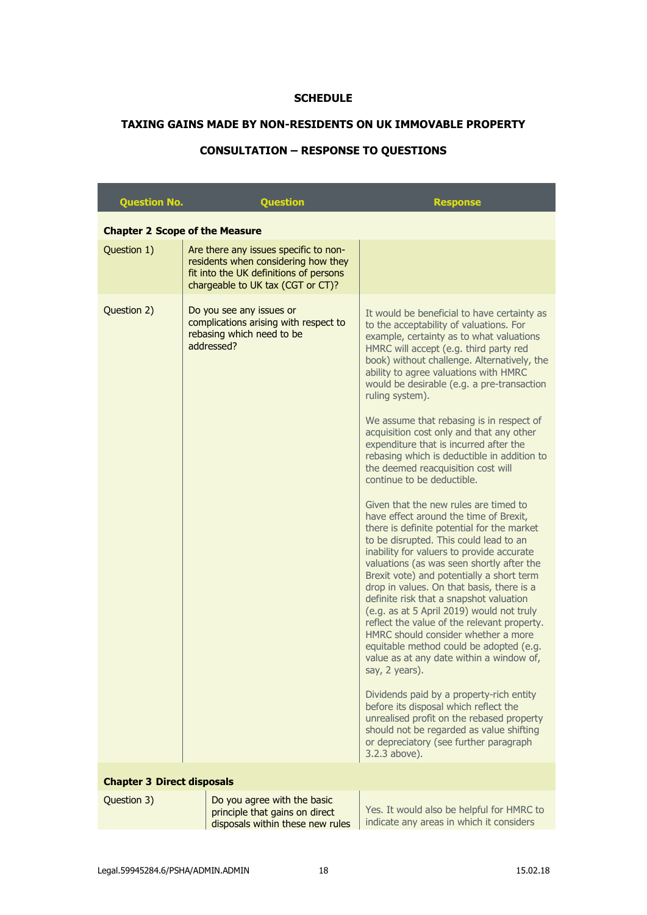**SCHEDULE**

**TAXING GAINS MADE BY NON-RESIDENTS ON UK IMMOVABLE PROPERTY**

**CONSULTATION – RESPONSE TO QUESTIONS**

| Question No. | Question | Response |
|---|---|---|
| **Chapter 2 Scope of the Measure** | | |
| Question 1) | Are there any issues specific to non-residents when considering how they fit into the UK definitions of persons chargeable to UK tax (CGT or CT)? | |
| Question 2) | Do you see any issues or complications arising with respect to rebasing which need to be addressed? | It would be beneficial to have certainty as to the acceptability of valuations. For example, certainty as to what valuations HMRC will accept (e.g. third party red book) without challenge. Alternatively, the ability to agree valuations with HMRC would be desirable (e.g. a pre-transaction ruling system).<br><br>We assume that rebasing is in respect of acquisition cost only and that any other expenditure that is incurred after the rebasing which is deductible in addition to the deemed reacquisition cost will continue to be deductible.<br><br>Given that the new rules are timed to have effect around the time of Brexit, there is definite potential for the market to be disrupted. This could lead to an inability for valuers to provide accurate valuations (as was seen shortly after the Brexit vote) and potentially a short term drop in values. On that basis, there is a definite risk that a snapshot valuation (e.g. as at 5 April 2019) would not truly reflect the value of the relevant property. HMRC should consider whether a more equitable method could be adopted (e.g. value as at any date within a window of, say, 2 years).<br><br>Dividends paid by a property-rich entity before its disposal which reflect the unrealised profit on the rebased property should not be regarded as value shifting or depreciatory (see further paragraph 3.2.3 above). |
| **Chapter 3 Direct disposals** | | |
| Question 3) | Do you agree with the basic principle that gains on direct disposals within these new rules | Yes. It would also be helpful for HMRC to indicate any areas in which it considers |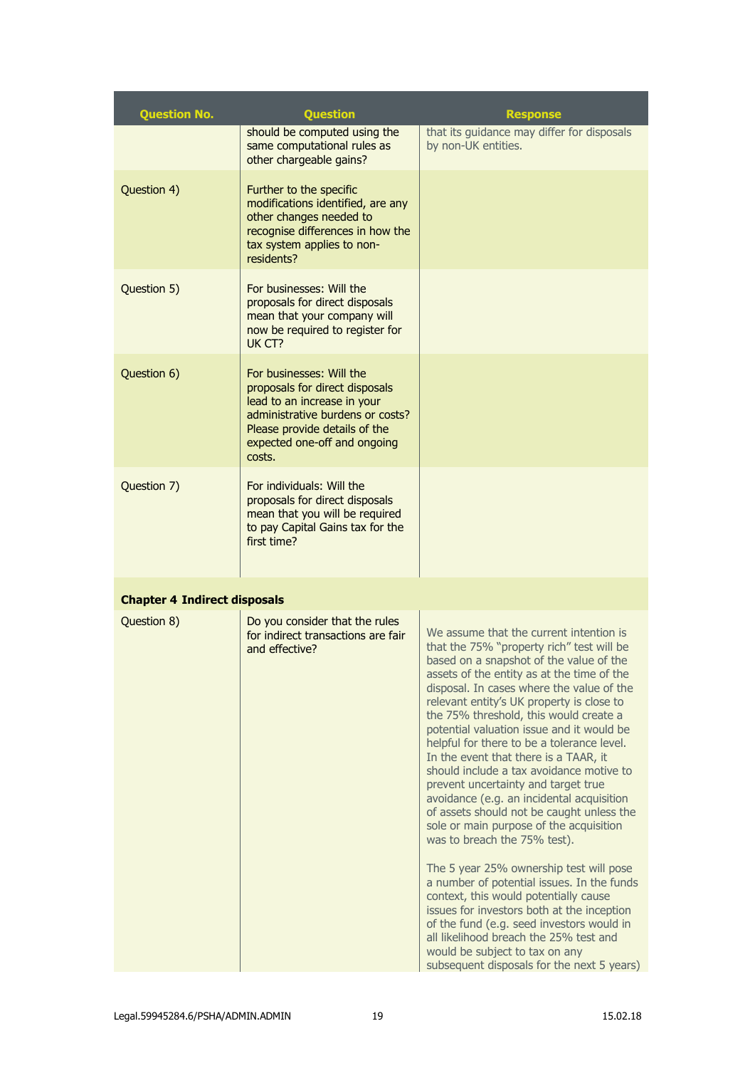| Question No. | Question | Response |
|---|---|---|
| | should be computed using the same computational rules as other chargeable gains? | that its guidance may differ for disposals by non-UK entities. |
| Question 4) | Further to the specific modifications identified, are any other changes needed to recognise differences in how the tax system applies to non-residents? | |
| Question 5) | For businesses: Will the proposals for direct disposals mean that your company will now be required to register for UK CT? | |
| Question 6) | For businesses: Will the proposals for direct disposals lead to an increase in your administrative burdens or costs? Please provide details of the expected one-off and ongoing costs. | |
| Question 7) | For individuals: Will the proposals for direct disposals mean that you will be required to pay Capital Gains tax for the first time? | |
| **Chapter 4 Indirect disposals** | | |
| Question 8) | Do you consider that the rules for indirect transactions are fair and effective? | We assume that the current intention is that the 75% "property rich" test will be based on a snapshot of the value of the assets of the entity as at the time of the disposal. In cases where the value of the relevant entity's UK property is close to the 75% threshold, this would create a potential valuation issue and it would be helpful for there to be a tolerance level. In the event that there is a TAAR, it should include a tax avoidance motive to prevent uncertainty and target true avoidance (e.g. an incidental acquisition of assets should not be caught unless the sole or main purpose of the acquisition was to breach the 75% test).<br><br>The 5 year 25% ownership test will pose a number of potential issues. In the funds context, this would potentially cause issues for investors both at the inception of the fund (e.g. seed investors would in all likelihood breach the 25% test and would be subject to tax on any subsequent disposals for the next 5 years) |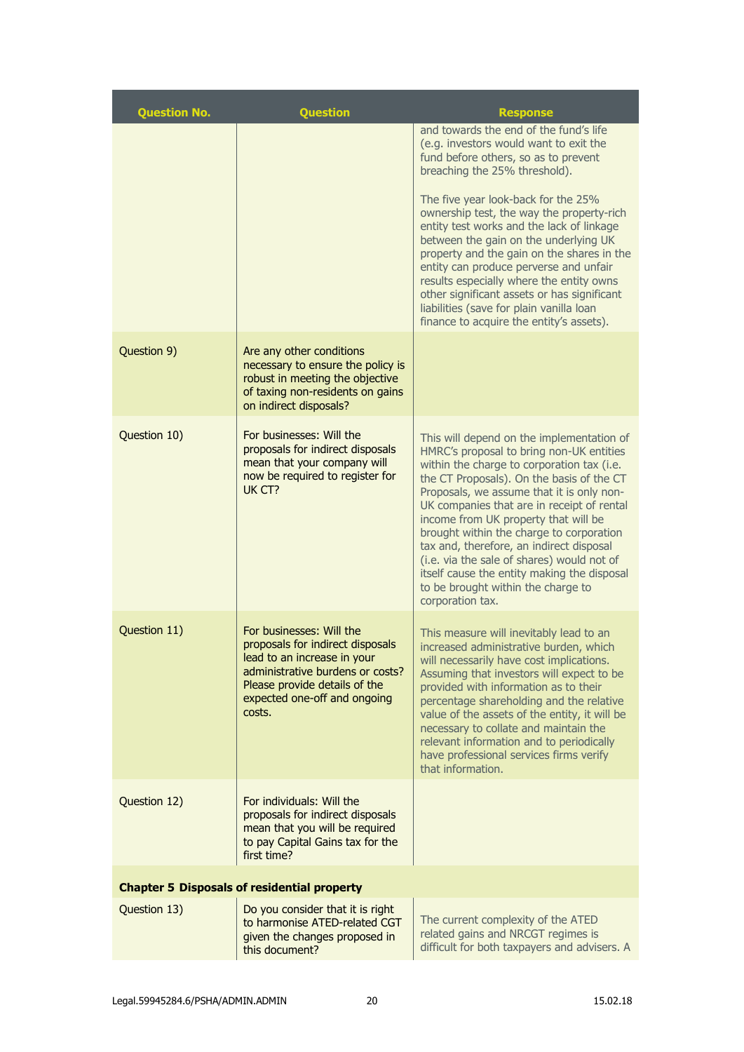| Question No. | Question | Response |
|---|---|---|
| | | and towards the end of the fund's life (e.g. investors would want to exit the fund before others, so as to prevent breaching the 25% threshold).<br><br>The five year look-back for the 25% ownership test, the way the property-rich entity test works and the lack of linkage between the gain on the underlying UK property and the gain on the shares in the entity can produce perverse and unfair results especially where the entity owns other significant assets or has significant liabilities (save for plain vanilla loan finance to acquire the entity's assets). |
| Question 9) | Are any other conditions necessary to ensure the policy is robust in meeting the objective of taxing non-residents on gains on indirect disposals? | |
| Question 10) | For businesses: Will the proposals for indirect disposals mean that your company will now be required to register for UK CT? | This will depend on the implementation of HMRC's proposal to bring non-UK entities within the charge to corporation tax (i.e. the CT Proposals). On the basis of the CT Proposals, we assume that it is only non-UK companies that are in receipt of rental income from UK property that will be brought within the charge to corporation tax and, therefore, an indirect disposal (i.e. via the sale of shares) would not of itself cause the entity making the disposal to be brought within the charge to corporation tax. |
| Question 11) | For businesses: Will the proposals for indirect disposals lead to an increase in your administrative burdens or costs? Please provide details of the expected one-off and ongoing costs. | This measure will inevitably lead to an increased administrative burden, which will necessarily have cost implications. Assuming that investors will expect to be provided with information as to their percentage shareholding and the relative value of the assets of the entity, it will be necessary to collate and maintain the relevant information and to periodically have professional services firms verify that information. |
| Question 12) | For individuals: Will the proposals for indirect disposals mean that you will be required to pay Capital Gains tax for the first time? | |
| **Chapter 5 Disposals of residential property** | | |
| Question 13) | Do you consider that it is right to harmonise ATED-related CGT given the changes proposed in this document? | The current complexity of the ATED related gains and NRCGT regimes is difficult for both taxpayers and advisers. A |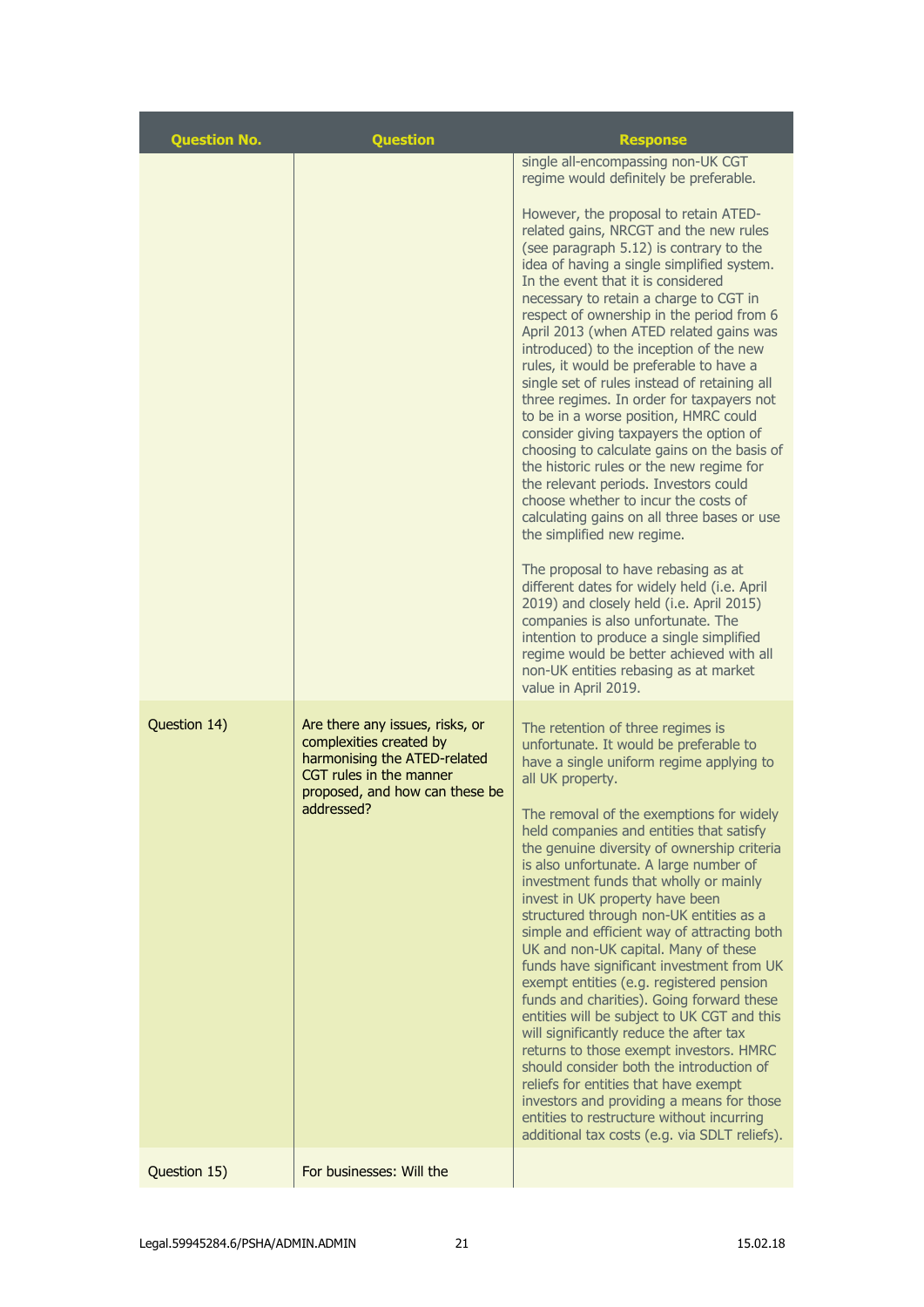| Question No. | Question | Response |
|---|---|---|
| | | single all-encompassing non-UK CGT regime would definitely be preferable.<br><br>However, the proposal to retain ATED-related gains, NRCGT and the new rules (see paragraph 5.12) is contrary to the idea of having a single simplified system. In the event that it is considered necessary to retain a charge to CGT in respect of ownership in the period from 6 April 2013 (when ATED related gains was introduced) to the inception of the new rules, it would be preferable to have a single set of rules instead of retaining all three regimes. In order for taxpayers not to be in a worse position, HMRC could consider giving taxpayers the option of choosing to calculate gains on the basis of the historic rules or the new regime for the relevant periods. Investors could choose whether to incur the costs of calculating gains on all three bases or use the simplified new regime.<br><br>The proposal to have rebasing as at different dates for widely held (i.e. April 2019) and closely held (i.e. April 2015) companies is also unfortunate. The intention to produce a single simplified regime would be better achieved with all non-UK entities rebasing as at market value in April 2019. |
| Question 14) | Are there any issues, risks, or complexities created by harmonising the ATED-related CGT rules in the manner proposed, and how can these be addressed? | The retention of three regimes is unfortunate. It would be preferable to have a single uniform regime applying to all UK property.<br><br>The removal of the exemptions for widely held companies and entities that satisfy the genuine diversity of ownership criteria is also unfortunate. A large number of investment funds that wholly or mainly invest in UK property have been structured through non-UK entities as a simple and efficient way of attracting both UK and non-UK capital. Many of these funds have significant investment from UK exempt entities (e.g. registered pension funds and charities). Going forward these entities will be subject to UK CGT and this will significantly reduce the after tax returns to those exempt investors. HMRC should consider both the introduction of reliefs for entities that have exempt investors and providing a means for those entities to restructure without incurring additional tax costs (e.g. via SDLT reliefs). |
| Question 15) | For businesses: Will the | |

Legal.59945284.6/PSHA/ADMIN.ADMIN 15.02.18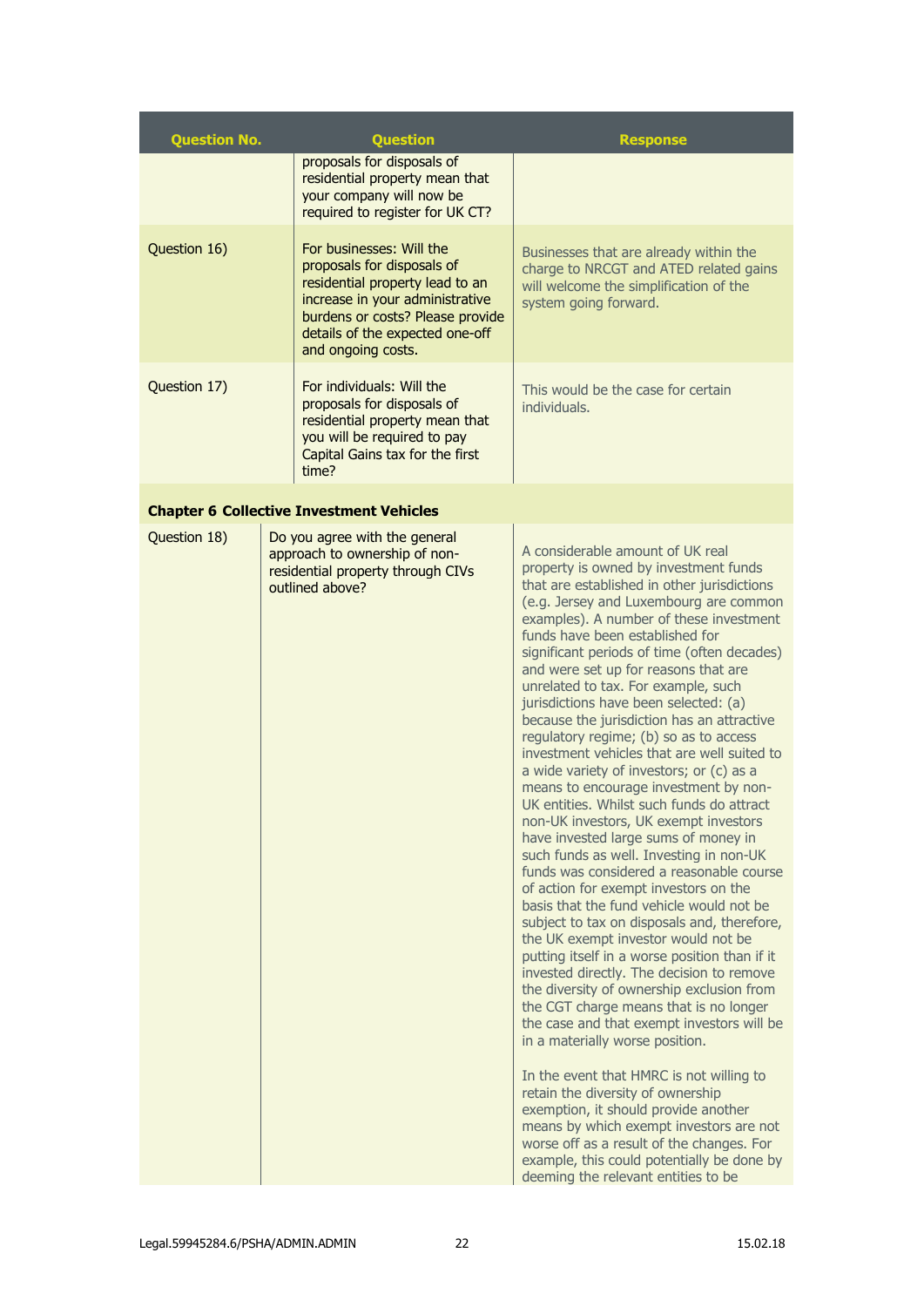| Question No. | Question | Response |
|---|---|---|
| | proposals for disposals of residential property mean that your company will now be required to register for UK CT? | |
| Question 16) | For businesses: Will the proposals for disposals of residential property lead to an increase in your administrative burdens or costs? Please provide details of the expected one-off and ongoing costs. | Businesses that are already within the charge to NRCGT and ATED related gains will welcome the simplification of the system going forward. |
| Question 17) | For individuals: Will the proposals for disposals of residential property mean that you will be required to pay Capital Gains tax for the first time? | This would be the case for certain individuals. |
| **Chapter 6 Collective Investment Vehicles** | | |
| Question 18) | Do you agree with the general approach to ownership of non-residential property through CIVs outlined above? | A considerable amount of UK real property is owned by investment funds that are established in other jurisdictions (e.g. Jersey and Luxembourg are common examples). A number of these investment funds have been established for significant periods of time (often decades) and were set up for reasons that are unrelated to tax. For example, such jurisdictions have been selected: (a) because the jurisdiction has an attractive regulatory regime; (b) so as to access investment vehicles that are well suited to a wide variety of investors; or (c) as a means to encourage investment by non-UK entities. Whilst such funds do attract non-UK investors, UK exempt investors have invested large sums of money in such funds as well. Investing in non-UK funds was considered a reasonable course of action for exempt investors on the basis that the fund vehicle would not be subject to tax on disposals and, therefore, the UK exempt investor would not be putting itself in a worse position than if it invested directly. The decision to remove the diversity of ownership exclusion from the CGT charge means that is no longer the case and that exempt investors will be in a materially worse position.<br><br>In the event that HMRC is not willing to retain the diversity of ownership exemption, it should provide another means by which exempt investors are not worse off as a result of the changes. For example, this could potentially be done by deeming the relevant entities to be |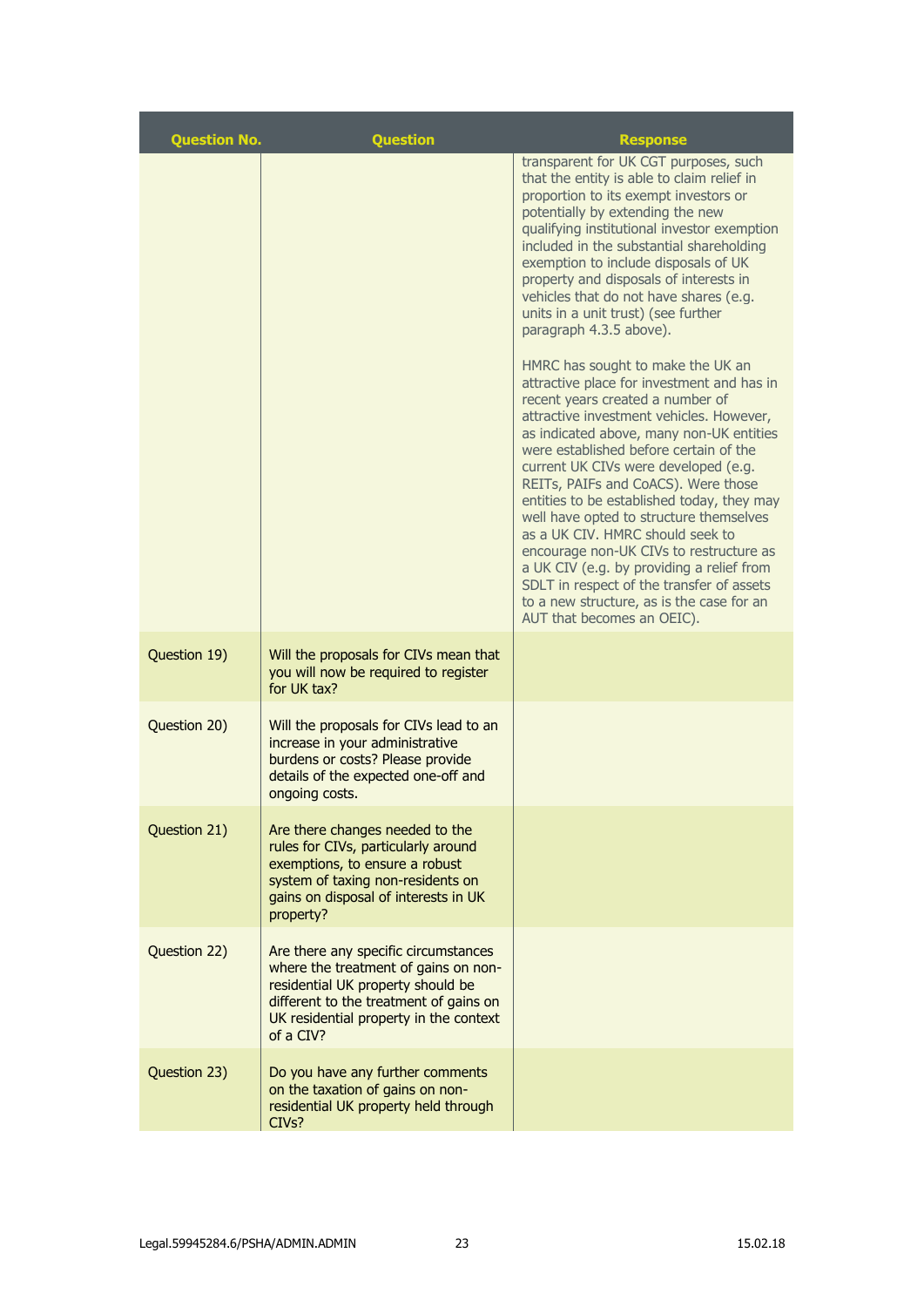| Question No. | Question | Response |
|---|---|---|
| | | transparent for UK CGT purposes, such that the entity is able to claim relief in proportion to its exempt investors or potentially by extending the new qualifying institutional investor exemption included in the substantial shareholding exemption to include disposals of UK property and disposals of interests in vehicles that do not have shares (e.g. units in a unit trust) (see further paragraph 4.3.5 above).<br><br>HMRC has sought to make the UK an attractive place for investment and has in recent years created a number of attractive investment vehicles. However, as indicated above, many non-UK entities were established before certain of the current UK CIVs were developed (e.g. REITs, PAIFs and CoACS). Were those entities to be established today, they may well have opted to structure themselves as a UK CIV. HMRC should seek to encourage non-UK CIVs to restructure as a UK CIV (e.g. by providing a relief from SDLT in respect of the transfer of assets to a new structure, as is the case for an AUT that becomes an OEIC). |
| Question 19) | Will the proposals for CIVs mean that you will now be required to register for UK tax? | |
| Question 20) | Will the proposals for CIVs lead to an increase in your administrative burdens or costs? Please provide details of the expected one-off and ongoing costs. | |
| Question 21) | Are there changes needed to the rules for CIVs, particularly around exemptions, to ensure a robust system of taxing non-residents on gains on disposal of interests in UK property? | |
| Question 22) | Are there any specific circumstances where the treatment of gains on non-residential UK property should be different to the treatment of gains on UK residential property in the context of a CIV? | |
| Question 23) | Do you have any further comments on the taxation of gains on non-residential UK property held through CIVs? | |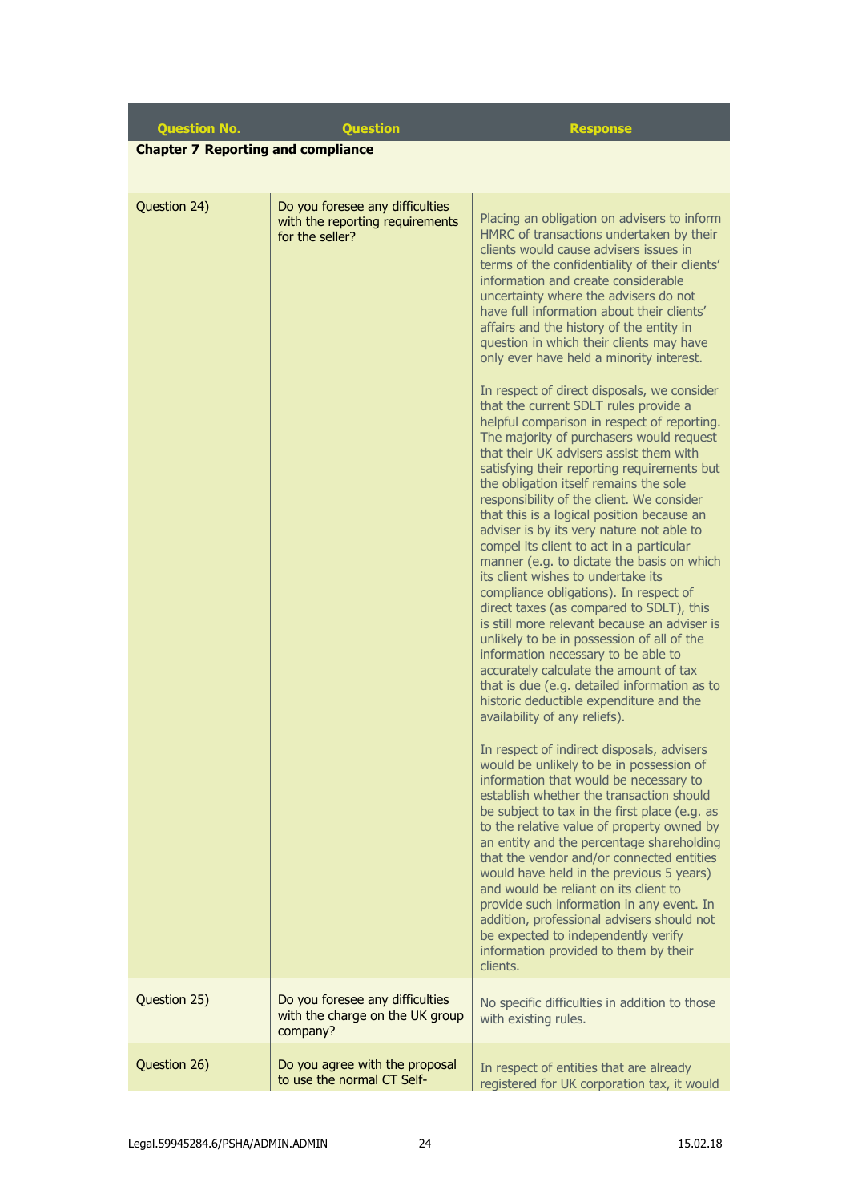| Question No. | Question | Response |
|---|---|---|
| **Chapter 7 Reporting and compliance** | | |
| Question 24) | Do you foresee any difficulties with the reporting requirements for the seller? | Placing an obligation on advisers to inform HMRC of transactions undertaken by their clients would cause advisers issues in terms of the confidentiality of their clients' information and create considerable uncertainty where the advisers do not have full information about their clients' affairs and the history of the entity in question in which their clients may have only ever have held a minority interest.<br><br>In respect of direct disposals, we consider that the current SDLT rules provide a helpful comparison in respect of reporting. The majority of purchasers would request that their UK advisers assist them with satisfying their reporting requirements but the obligation itself remains the sole responsibility of the client. We consider that this is a logical position because an adviser is by its very nature not able to compel its client to act in a particular manner (e.g. to dictate the basis on which its client wishes to undertake its compliance obligations). In respect of direct taxes (as compared to SDLT), this is still more relevant because an adviser is unlikely to be in possession of all of the information necessary to be able to accurately calculate the amount of tax that is due (e.g. detailed information as to historic deductible expenditure and the availability of any reliefs).<br><br>In respect of indirect disposals, advisers would be unlikely to be in possession of information that would be necessary to establish whether the transaction should be subject to tax in the first place (e.g. as to the relative value of property owned by an entity and the percentage shareholding that the vendor and/or connected entities would have held in the previous 5 years) and would be reliant on its client to provide such information in any event. In addition, professional advisers should not be expected to independently verify information provided to them by their clients. |
| Question 25) | Do you foresee any difficulties with the charge on the UK group company? | No specific difficulties in addition to those with existing rules. |
| Question 26) | Do you agree with the proposal to use the normal CT Self- | In respect of entities that are already registered for UK corporation tax, it would |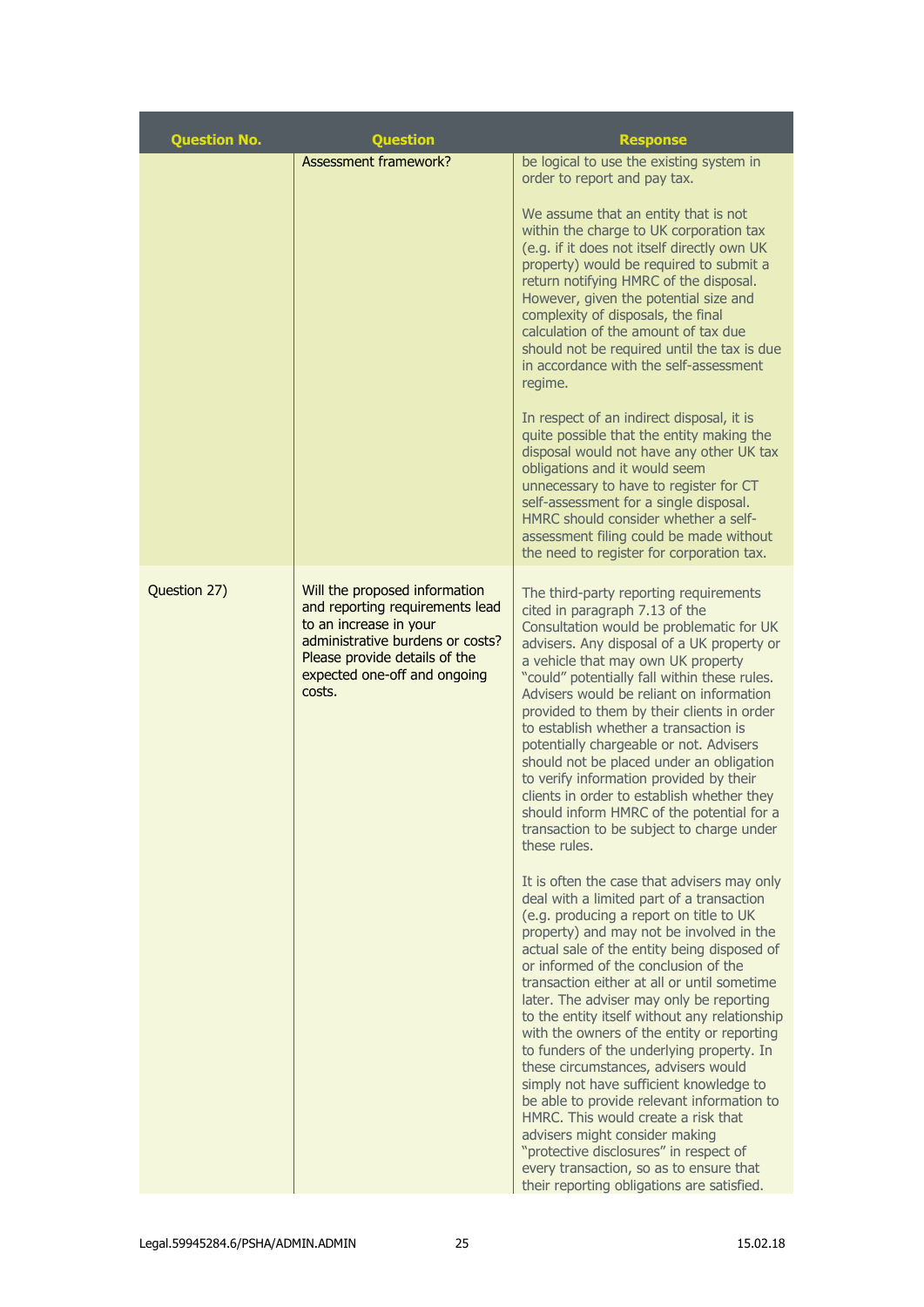| Question No. | Question | Response |
|---|---|---|
| | Assessment framework? | be logical to use the existing system in order to report and pay tax.<br><br>We assume that an entity that is not within the charge to UK corporation tax (e.g. if it does not itself directly own UK property) would be required to submit a return notifying HMRC of the disposal. However, given the potential size and complexity of disposals, the final calculation of the amount of tax due should not be required until the tax is due in accordance with the self-assessment regime.<br><br>In respect of an indirect disposal, it is quite possible that the entity making the disposal would not have any other UK tax obligations and it would seem unnecessary to have to register for CT self-assessment for a single disposal. HMRC should consider whether a self-assessment filing could be made without the need to register for corporation tax. |
| Question 27) | Will the proposed information and reporting requirements lead to an increase in your administrative burdens or costs? Please provide details of the expected one-off and ongoing costs. | The third-party reporting requirements cited in paragraph 7.13 of the Consultation would be problematic for UK advisers. Any disposal of a UK property or a vehicle that may own UK property "could" potentially fall within these rules. Advisers would be reliant on information provided to them by their clients in order to establish whether a transaction is potentially chargeable or not. Advisers should not be placed under an obligation to verify information provided by their clients in order to establish whether they should inform HMRC of the potential for a transaction to be subject to charge under these rules.<br><br>It is often the case that advisers may only deal with a limited part of a transaction (e.g. producing a report on title to UK property) and may not be involved in the actual sale of the entity being disposed of or informed of the conclusion of the transaction either at all or until sometime later. The adviser may only be reporting to the entity itself without any relationship with the owners of the entity or reporting to funders of the underlying property. In these circumstances, advisers would simply not have sufficient knowledge to be able to provide relevant information to HMRC. This would create a risk that advisers might consider making "protective disclosures" in respect of every transaction, so as to ensure that their reporting obligations are satisfied. |

Legal.59945284.6/PSHA/ADMIN.ADMIN | 15.02.18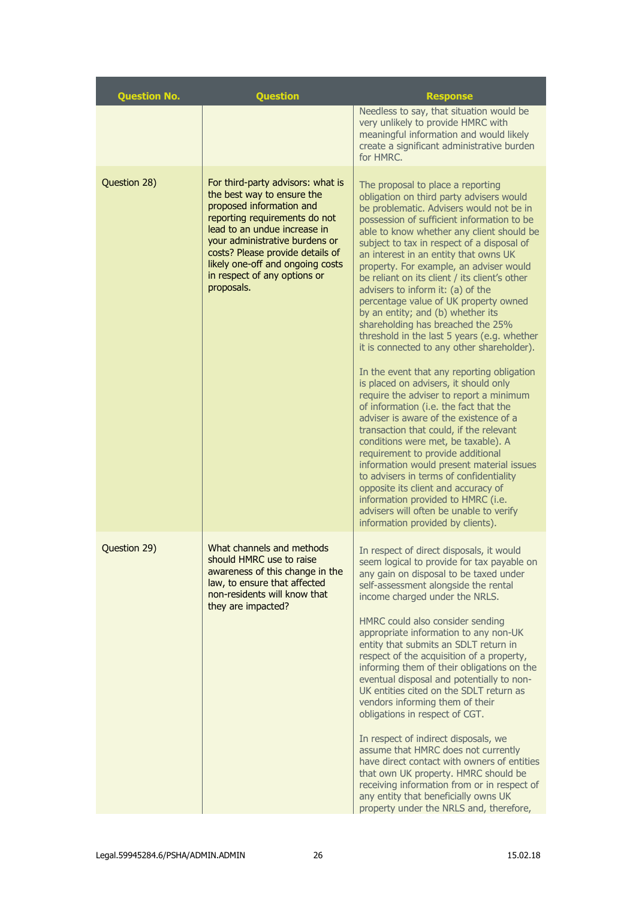| Question No. | Question | Response |
|---|---|---|
| | | Needless to say, that situation would be very unlikely to provide HMRC with meaningful information and would likely create a significant administrative burden for HMRC. |
| Question 28) | For third-party advisors: what is the best way to ensure the proposed information and reporting requirements do not lead to an undue increase in your administrative burdens or costs? Please provide details of likely one-off and ongoing costs in respect of any options or proposals. | The proposal to place a reporting obligation on third party advisers would be problematic. Advisers would not be in possession of sufficient information to be able to know whether any client should be subject to tax in respect of a disposal of an interest in an entity that owns UK property. For example, an adviser would be reliant on its client / its client's other advisers to inform it: (a) of the percentage value of UK property owned by an entity; and (b) whether its shareholding has breached the 25% threshold in the last 5 years (e.g. whether it is connected to any other shareholder).<br><br>In the event that any reporting obligation is placed on advisers, it should only require the adviser to report a minimum of information (i.e. the fact that the adviser is aware of the existence of a transaction that could, if the relevant conditions were met, be taxable). A requirement to provide additional information would present material issues to advisers in terms of confidentiality opposite its client and accuracy of information provided to HMRC (i.e. advisers will often be unable to verify information provided by clients). |
| Question 29) | What channels and methods should HMRC use to raise awareness of this change in the law, to ensure that affected non-residents will know that they are impacted? | In respect of direct disposals, it would seem logical to provide for tax payable on any gain on disposal to be taxed under self-assessment alongside the rental income charged under the NRLS.<br><br>HMRC could also consider sending appropriate information to any non-UK entity that submits an SDLT return in respect of the acquisition of a property, informing them of their obligations on the eventual disposal and potentially to non-UK entities cited on the SDLT return as vendors informing them of their obligations in respect of CGT.<br><br>In respect of indirect disposals, we assume that HMRC does not currently have direct contact with owners of entities that own UK property. HMRC should be receiving information from or in respect of any entity that beneficially owns UK property under the NRLS and, therefore, |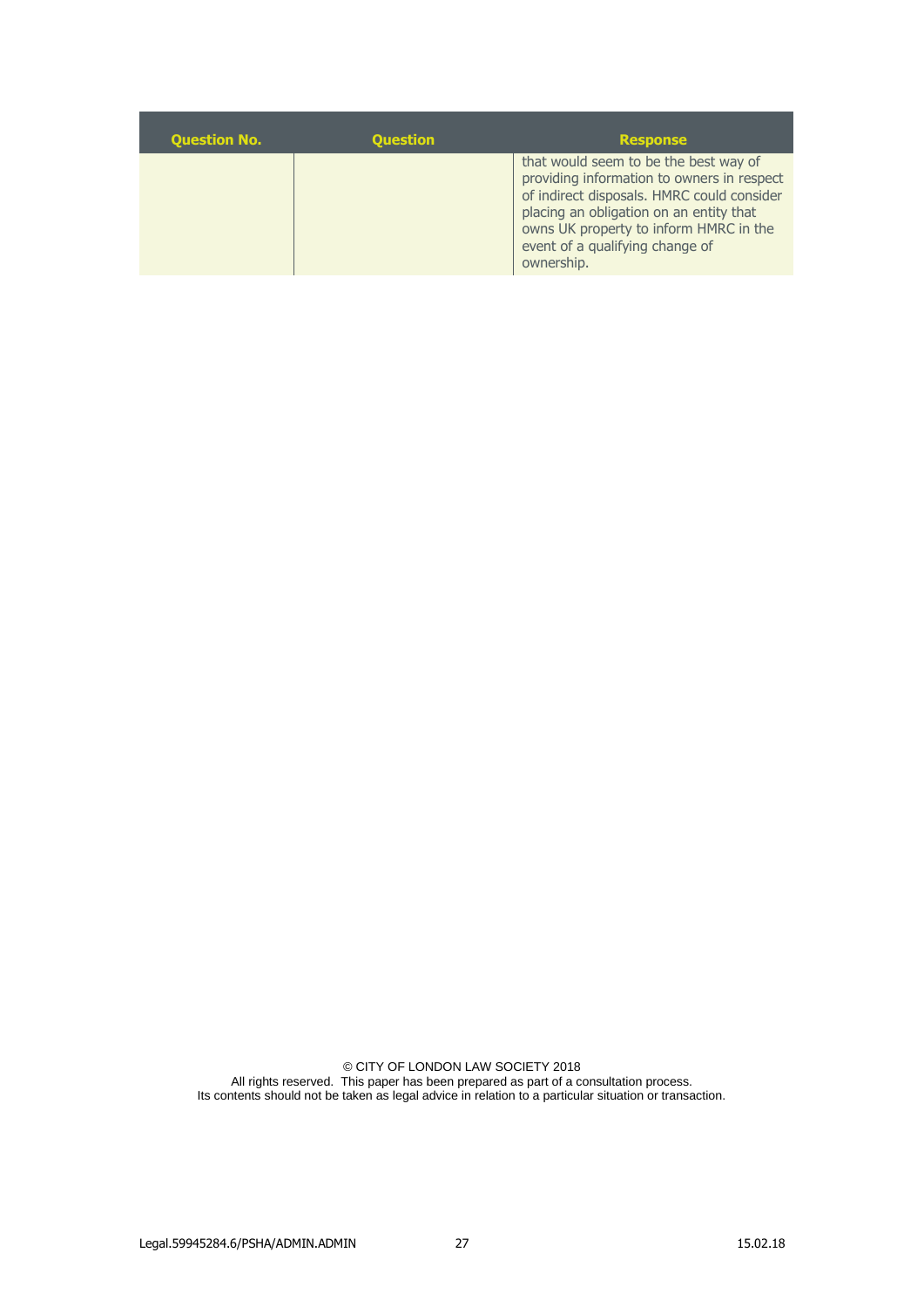| Question No. | Question | Response |
| --- | --- | --- |
| | | that would seem to be the best way of providing information to owners in respect of indirect disposals. HMRC could consider placing an obligation on an entity that owns UK property to inform HMRC in the event of a qualifying change of ownership. |

© CITY OF LONDON LAW SOCIETY 2018
All rights reserved. This paper has been prepared as part of a consultation process.
Its contents should not be taken as legal advice in relation to a particular situation or transaction.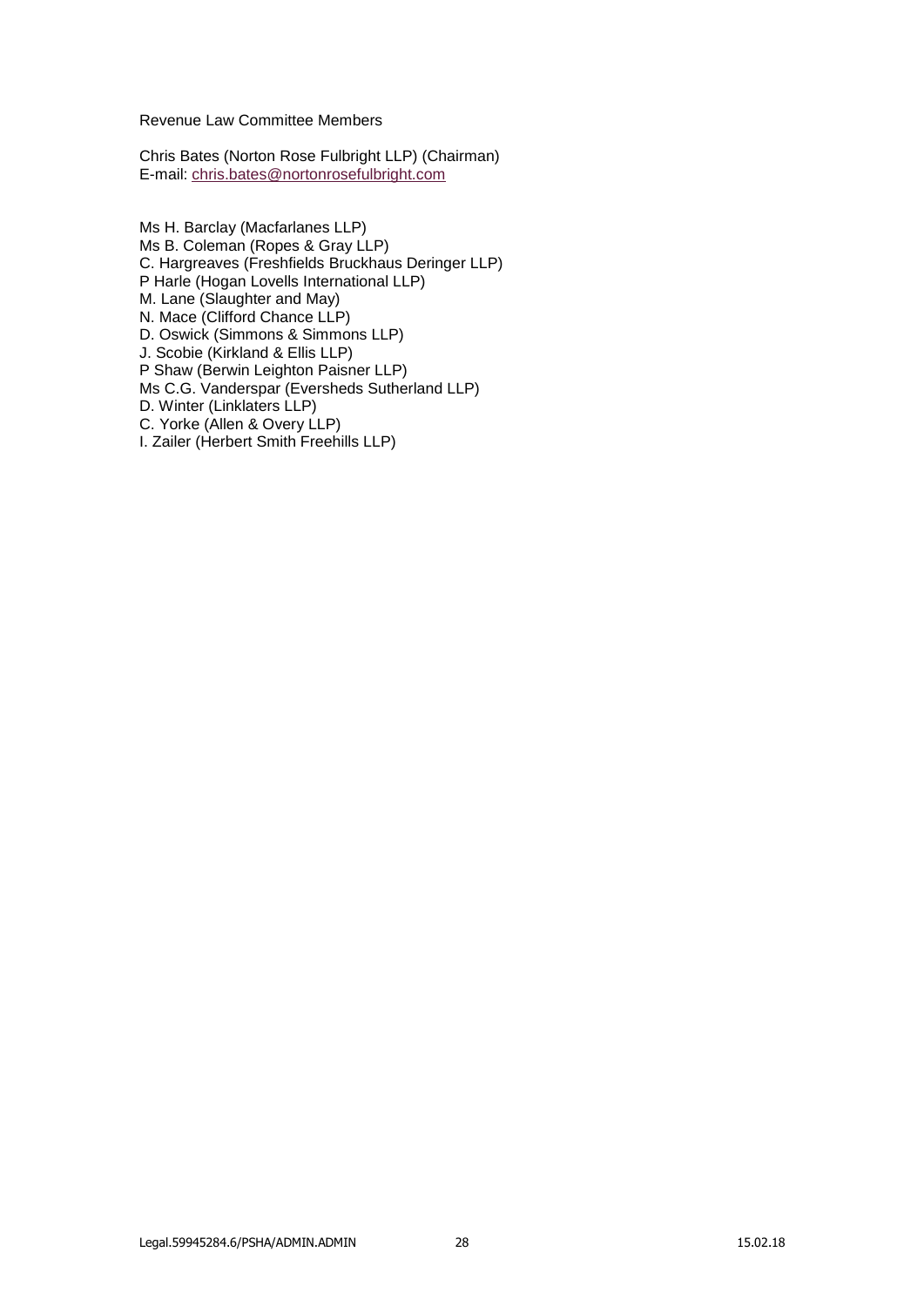Revenue Law Committee Members

Chris Bates (Norton Rose Fulbright LLP) (Chairman)
E-mail: chris.bates@nortonrosefulbright.com

Ms H. Barclay (Macfarlanes LLP)
Ms B. Coleman (Ropes & Gray LLP)
C. Hargreaves (Freshfields Bruckhaus Deringer LLP)
P Harle (Hogan Lovells International LLP)
M. Lane (Slaughter and May)
N. Mace (Clifford Chance LLP)
D. Oswick (Simmons & Simmons LLP)
J. Scobie (Kirkland & Ellis LLP)
P Shaw (Berwin Leighton Paisner LLP)
Ms C.G. Vanderspar (Eversheds Sutherland LLP)
D. Winter (Linklaters LLP)
C. Yorke (Allen & Overy LLP)
I. Zailer (Herbert Smith Freehills LLP)